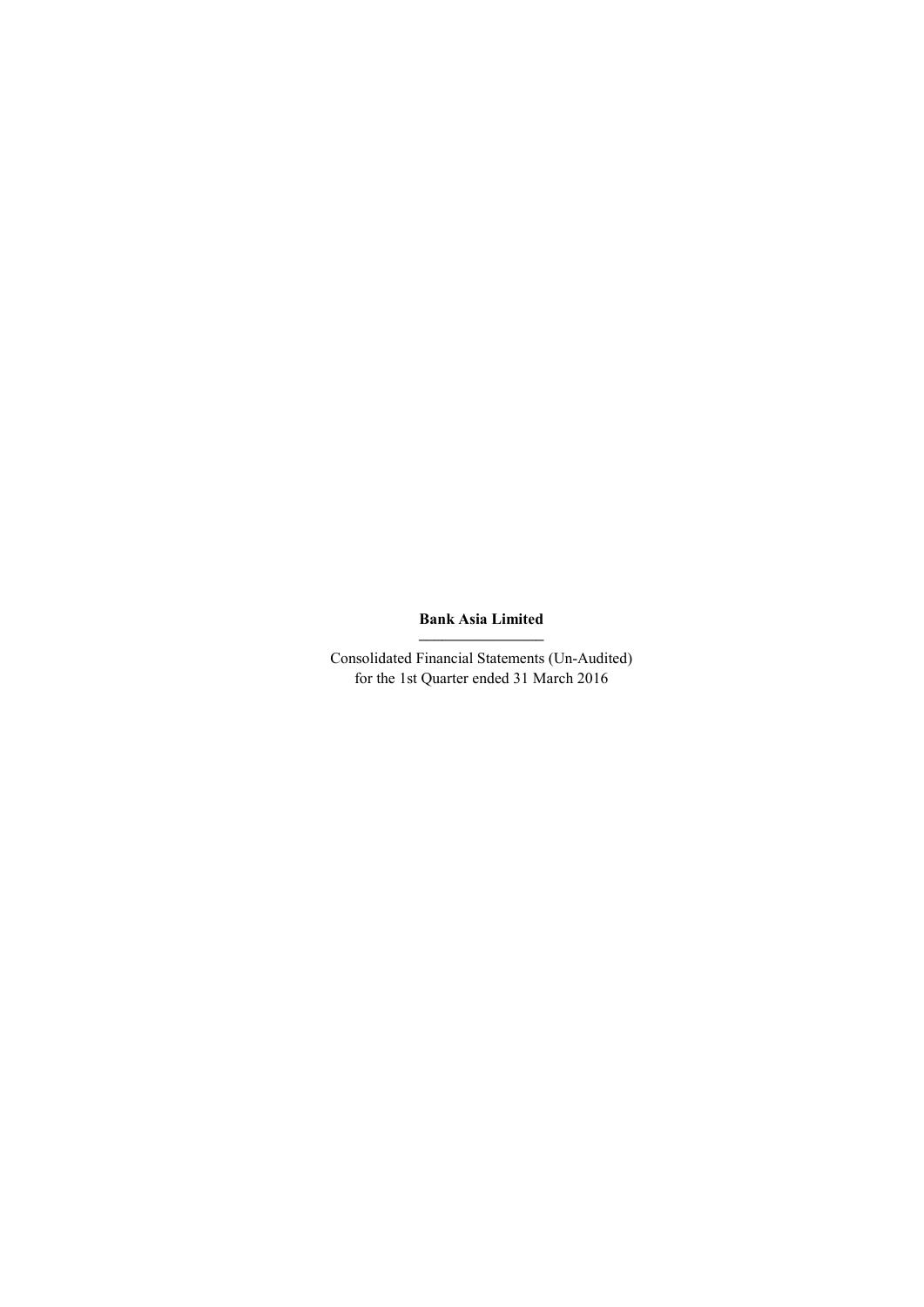# Bank Asia Limited

Consolidated Financial Statements (Un-Audited)
for the 1st Quarter ended 31 March 2016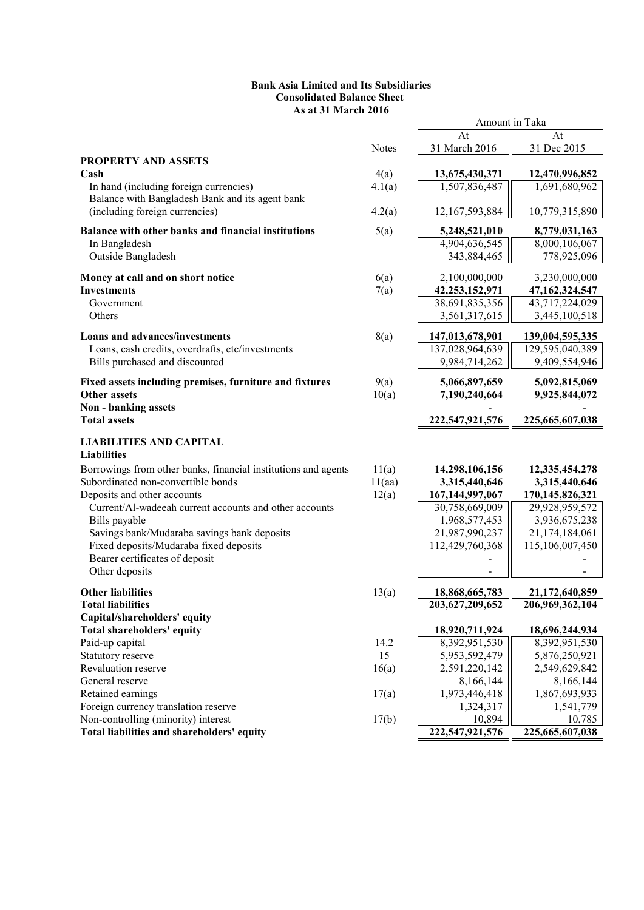**Bank Asia Limited and Its Subsidiaries**
**Consolidated Balance Sheet**
**As at 31 March 2016**

| | Notes | Amount in Taka At 31 March 2016 | At 31 Dec 2015 |
|---|---|---|---|
| **PROPERTY AND ASSETS** | | | |
| **Cash** | 4(a) | **13,675,430,371** | **12,470,996,852** |
| In hand (including foreign currencies) | 4.1(a) | 1,507,836,487 | 1,691,680,962 |
| Balance with Bangladesh Bank and its agent bank (including foreign currencies) | 4.2(a) | 12,167,593,884 | 10,779,315,890 |
| **Balance with other banks and financial institutions** | 5(a) | **5,248,521,010** | **8,779,031,163** |
| In Bangladesh | | 4,904,636,545 | 8,000,106,067 |
| Outside Bangladesh | | 343,884,465 | 778,925,096 |
| **Money at call and on short notice** | 6(a) | 2,100,000,000 | 3,230,000,000 |
| **Investments** | 7(a) | **42,253,152,971** | **47,162,324,547** |
| Government | | 38,691,835,356 | 43,717,224,029 |
| Others | | 3,561,317,615 | 3,445,100,518 |
| **Loans and advances/investments** | 8(a) | **147,013,678,901** | **139,004,595,335** |
| Loans, cash credits, overdrafts, etc/investments | | 137,028,964,639 | 129,595,040,389 |
| Bills purchased and discounted | | 9,984,714,262 | 9,409,554,946 |
| **Fixed assets including premises, furniture and fixtures** | 9(a) | **5,066,897,659** | **5,092,815,069** |
| **Other assets** | 10(a) | **7,190,240,664** | **9,925,844,072** |
| **Non - banking assets** | | - | - |
| **Total assets** | | **222,547,921,576** | **225,665,607,038** |
| **LIABILITIES AND CAPITAL** | | | |
| **Liabilities** | | | |
| Borrowings from other banks, financial institutions and agents | 11(a) | **14,298,106,156** | **12,335,454,278** |
| Subordinated non-convertible bonds | 11(aa) | **3,315,440,646** | **3,315,440,646** |
| Deposits and other accounts | 12(a) | **167,144,997,067** | **170,145,826,321** |
| Current/Al-wadeeah current accounts and other accounts | | 30,758,669,009 | 29,928,959,572 |
| Bills payable | | 1,968,577,453 | 3,936,675,238 |
| Savings bank/Mudaraba savings bank deposits | | 21,987,990,237 | 21,174,184,061 |
| Fixed deposits/Mudaraba fixed deposits | | 112,429,760,368 | 115,106,007,450 |
| Bearer certificates of deposit | | - | - |
| Other deposits | | - | - |
| **Other liabilities** | 13(a) | **18,868,665,783** | **21,172,640,859** |
| **Total liabilities** | | **203,627,209,652** | **206,969,362,104** |
| **Capital/shareholders' equity** | | | |
| **Total shareholders' equity** | | **18,920,711,924** | **18,696,244,934** |
| Paid-up capital | 14.2 | 8,392,951,530 | 8,392,951,530 |
| Statutory reserve | 15 | 5,953,592,479 | 5,876,250,921 |
| Revaluation reserve | 16(a) | 2,591,220,142 | 2,549,629,842 |
| General reserve | | 8,166,144 | 8,166,144 |
| Retained earnings | 17(a) | 1,973,446,418 | 1,867,693,933 |
| Foreign currency translation reserve | | 1,324,317 | 1,541,779 |
| Non-controlling (minority) interest | 17(b) | 10,894 | 10,785 |
| **Total liabilities and shareholders' equity** | | **222,547,921,576** | **225,665,607,038** |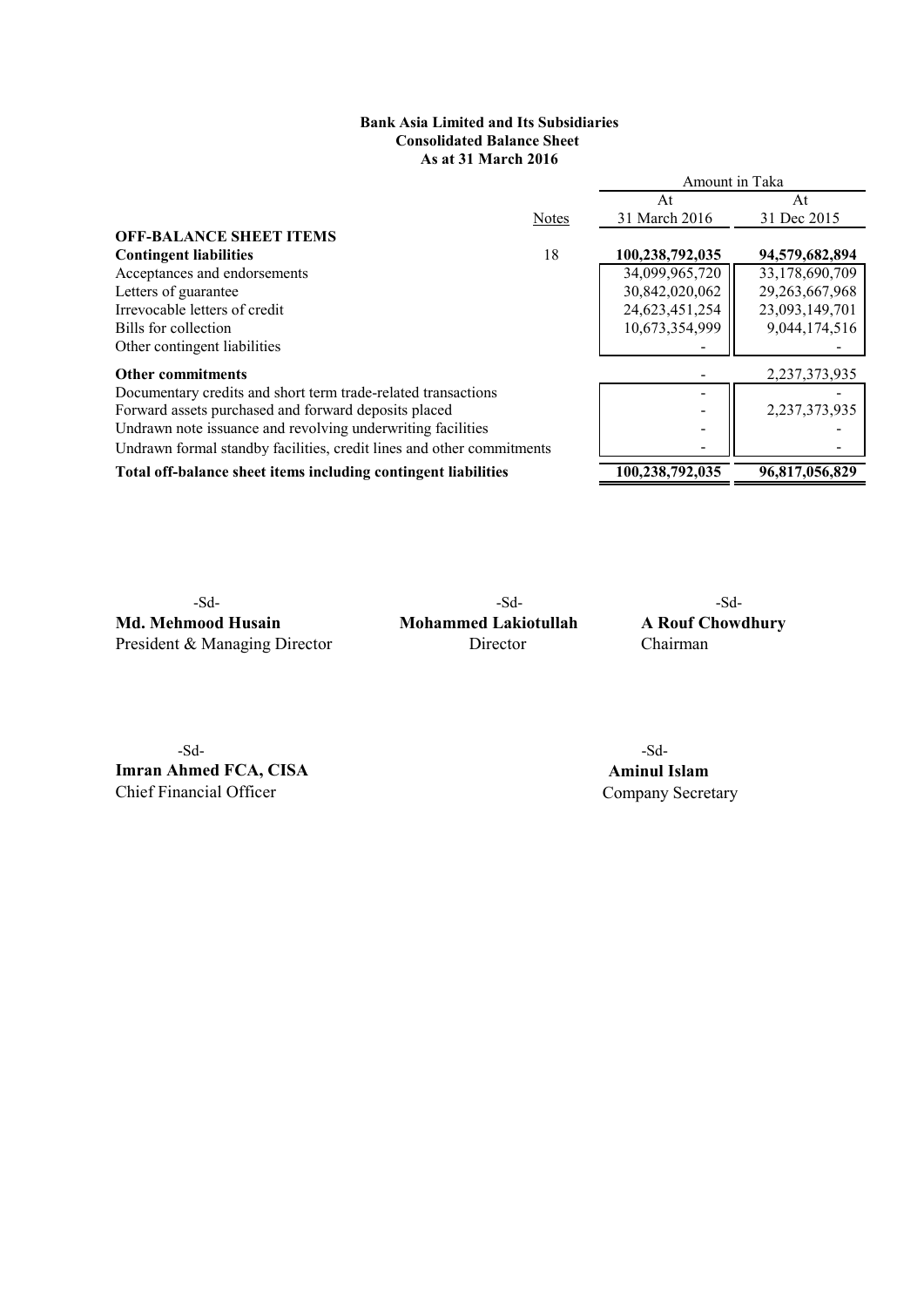**Bank Asia Limited and Its Subsidiaries**
**Consolidated Balance Sheet**
**As at 31 March 2016**

| | Notes | Amount in Taka At 31 March 2016 | At 31 Dec 2015 |
|---|---|---|---|
| **OFF-BALANCE SHEET ITEMS** | | | |
| **Contingent liabilities** | 18 | **100,238,792,035** | **94,579,682,894** |
| Acceptances and endorsements | | 34,099,965,720 | 33,178,690,709 |
| Letters of guarantee | | 30,842,020,062 | 29,263,667,968 |
| Irrevocable letters of credit | | 24,623,451,254 | 23,093,149,701 |
| Bills for collection | | 10,673,354,999 | 9,044,174,516 |
| Other contingent liabilities | | - | - |
| **Other commitments** | | - | 2,237,373,935 |
| Documentary credits and short term trade-related transactions | | - | - |
| Forward assets purchased and forward deposits placed | | - | 2,237,373,935 |
| Undrawn note issuance and revolving underwriting facilities | | - | - |
| Undrawn formal standby facilities, credit lines and other commitments | | - | - |
| **Total off-balance sheet items including contingent liabilities** | | **100,238,792,035** | **96,817,056,829** |

-Sd-
**Md. Mehmood Husain**
President & Managing Director

-Sd-
**Mohammed Lakiotullah**
Director

-Sd-
**A Rouf Chowdhury**
Chairman

-Sd-
**Imran Ahmed FCA, CISA**
Chief Financial Officer

-Sd-
**Aminul Islam**
Company Secretary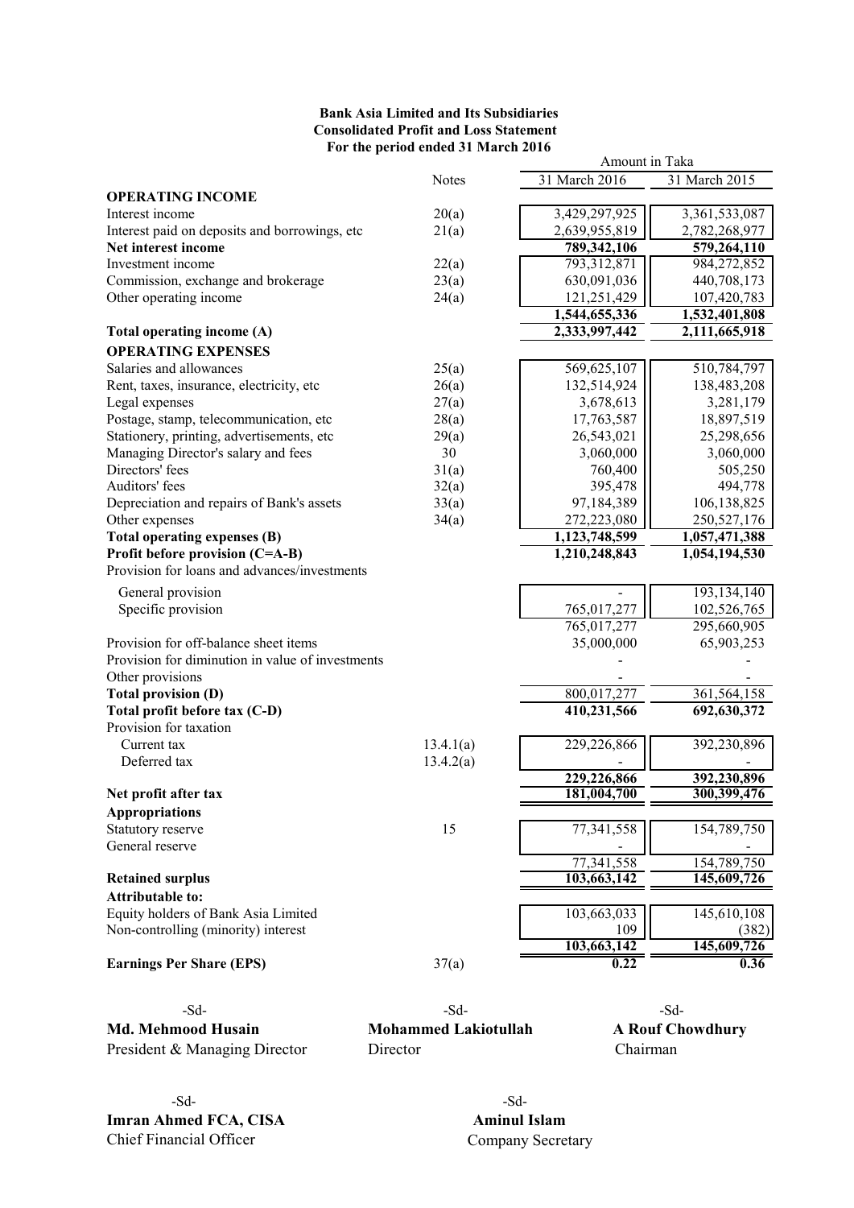**Bank Asia Limited and Its Subsidiaries**
**Consolidated Profit and Loss Statement**
**For the period ended 31 March 2016**

| | Notes | 31 March 2016 | 31 March 2015 |
|---|---|---|---|
| | | Amount in Taka | |
| **OPERATING INCOME** | | | |
| Interest income | 20(a) | 3,429,297,925 | 3,361,533,087 |
| Interest paid on deposits and borrowings, etc | 21(a) | 2,639,955,819 | 2,782,268,977 |
| **Net interest income** | | **789,342,106** | **579,264,110** |
| Investment income | 22(a) | 793,312,871 | 984,272,852 |
| Commission, exchange and brokerage | 23(a) | 630,091,036 | 440,708,173 |
| Other operating income | 24(a) | 121,251,429 | 107,420,783 |
| | | **1,544,655,336** | **1,532,401,808** |
| **Total operating income (A)** | | **2,333,997,442** | **2,111,665,918** |
| **OPERATING EXPENSES** | | | |
| Salaries and allowances | 25(a) | 569,625,107 | 510,784,797 |
| Rent, taxes, insurance, electricity, etc | 26(a) | 132,514,924 | 138,483,208 |
| Legal expenses | 27(a) | 3,678,613 | 3,281,179 |
| Postage, stamp, telecommunication, etc | 28(a) | 17,763,587 | 18,897,519 |
| Stationery, printing, advertisements, etc | 29(a) | 26,543,021 | 25,298,656 |
| Managing Director's salary and fees | 30 | 3,060,000 | 3,060,000 |
| Directors' fees | 31(a) | 760,400 | 505,250 |
| Auditors' fees | 32(a) | 395,478 | 494,778 |
| Depreciation and repairs of Bank's assets | 33(a) | 97,184,389 | 106,138,825 |
| Other expenses | 34(a) | 272,223,080 | 250,527,176 |
| **Total operating expenses (B)** | | **1,123,748,599** | **1,057,471,388** |
| **Profit before provision (C=A-B)** | | **1,210,248,843** | **1,054,194,530** |
| Provision for loans and advances/investments | | | |
| General provision | | - | 193,134,140 |
| Specific provision | | 765,017,277 | 102,526,765 |
| | | 765,017,277 | 295,660,905 |
| Provision for off-balance sheet items | | 35,000,000 | 65,903,253 |
| Provision for diminution in value of investments | | - | - |
| Other provisions | | - | - |
| **Total provision (D)** | | 800,017,277 | 361,564,158 |
| **Total profit before tax (C-D)** | | **410,231,566** | **692,630,372** |
| Provision for taxation | | | |
| Current tax | 13.4.1(a) | 229,226,866 | 392,230,896 |
| Deferred tax | 13.4.2(a) | - | - |
| | | **229,226,866** | **392,230,896** |
| **Net profit after tax** | | **181,004,700** | **300,399,476** |
| **Appropriations** | | | |
| Statutory reserve | 15 | 77,341,558 | 154,789,750 |
| General reserve | | - | - |
| | | 77,341,558 | 154,789,750 |
| **Retained surplus** | | **103,663,142** | **145,609,726** |
| **Attributable to:** | | | |
| Equity holders of Bank Asia Limited | | 103,663,033 | 145,610,108 |
| Non-controlling (minority) interest | | 109 | (382) |
| | | **103,663,142** | **145,609,726** |
| **Earnings Per Share (EPS)** | 37(a) | **0.22** | **0.36** |

-Sd-
**Md. Mehmood Husain**
President & Managing Director

-Sd-
**Mohammed Lakiotullah**
Director

-Sd-
**A Rouf Chowdhury**
Chairman

-Sd-
**Imran Ahmed FCA, CISA**
Chief Financial Officer

-Sd-
**Aminul Islam**
Company Secretary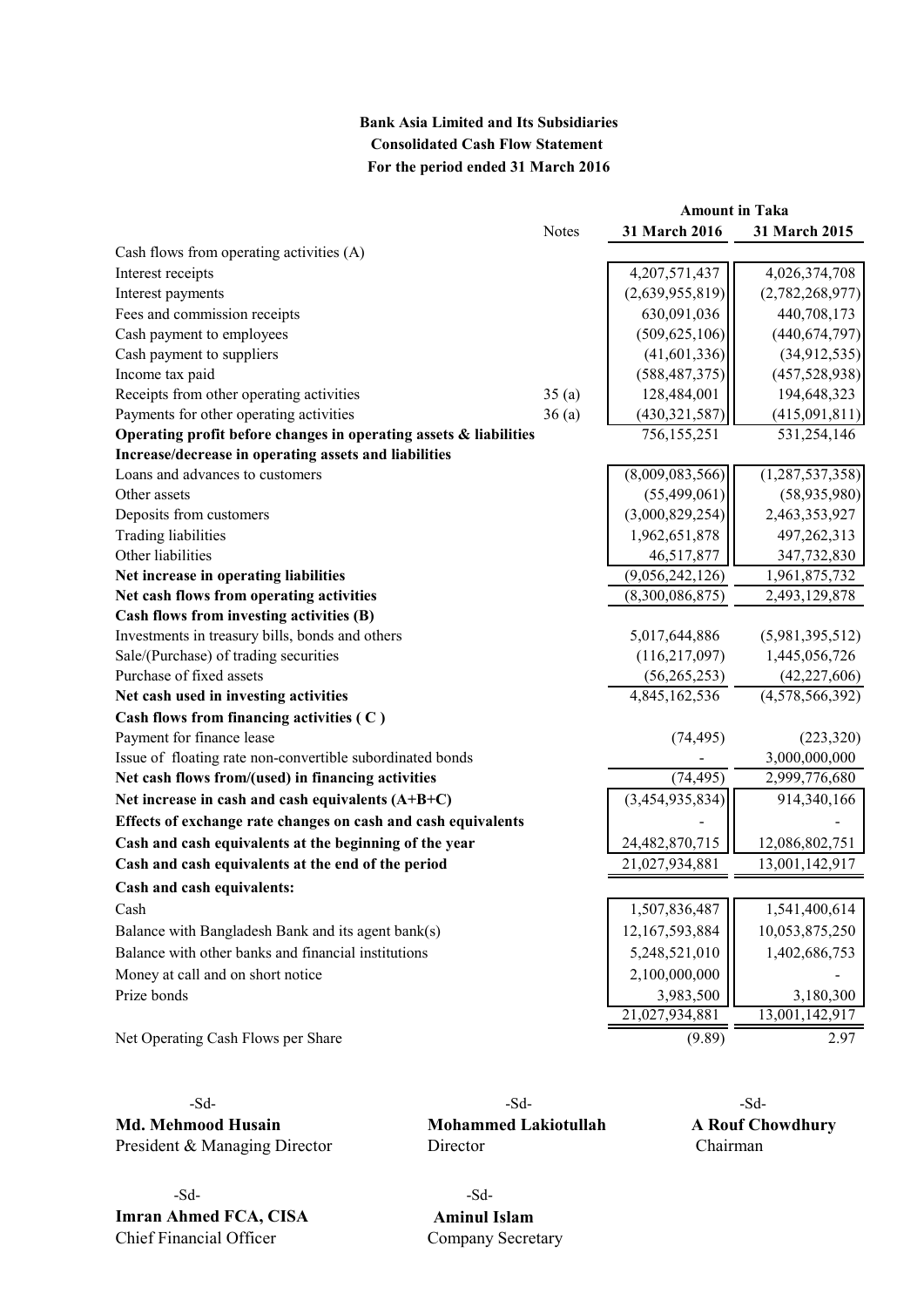**Bank Asia Limited and Its Subsidiaries**
**Consolidated Cash Flow Statement**
**For the period ended 31 March 2016**

| | Notes | 31 March 2016 | 31 March 2015 |
|---|---|---|---|
| | | **Amount in Taka** | |
| Cash flows from operating activities (A) | | | |
| Interest receipts | | 4,207,571,437 | 4,026,374,708 |
| Interest payments | | (2,639,955,819) | (2,782,268,977) |
| Fees and commission receipts | | 630,091,036 | 440,708,173 |
| Cash payment to employees | | (509,625,106) | (440,674,797) |
| Cash payment to suppliers | | (41,601,336) | (34,912,535) |
| Income tax paid | | (588,487,375) | (457,528,938) |
| Receipts from other operating activities | 35 (a) | 128,484,001 | 194,648,323 |
| Payments for other operating activities | 36 (a) | (430,321,587) | (415,091,811) |
| **Operating profit before changes in operating assets & liabilities** | | 756,155,251 | 531,254,146 |
| **Increase/decrease in operating assets and liabilities** | | | |
| Loans and advances to customers | | (8,009,083,566) | (1,287,537,358) |
| Other assets | | (55,499,061) | (58,935,980) |
| Deposits from customers | | (3,000,829,254) | 2,463,353,927 |
| Trading liabilities | | 1,962,651,878 | 497,262,313 |
| Other liabilities | | 46,517,877 | 347,732,830 |
| **Net increase in operating liabilities** | | (9,056,242,126) | 1,961,875,732 |
| **Net cash flows from operating activities** | | (8,300,086,875) | 2,493,129,878 |
| **Cash flows from investing activities (B)** | | | |
| Investments in treasury bills, bonds and others | | 5,017,644,886 | (5,981,395,512) |
| Sale/(Purchase) of trading securities | | (116,217,097) | 1,445,056,726 |
| Purchase of fixed assets | | (56,265,253) | (42,227,606) |
| **Net cash used in investing activities** | | 4,845,162,536 | (4,578,566,392) |
| **Cash flows from financing activities ( C )** | | | |
| Payment for finance lease | | (74,495) | (223,320) |
| Issue of floating rate non-convertible subordinated bonds | | - | 3,000,000,000 |
| **Net cash flows from/(used) in financing activities** | | (74,495) | 2,999,776,680 |
| **Net increase in cash and cash equivalents (A+B+C)** | | (3,454,935,834) | 914,340,166 |
| **Effects of exchange rate changes on cash and cash equivalents** | | - | - |
| **Cash and cash equivalents at the beginning of the year** | | 24,482,870,715 | 12,086,802,751 |
| **Cash and cash equivalents at the end of the period** | | 21,027,934,881 | 13,001,142,917 |
| **Cash and cash equivalents:** | | | |
| Cash | | 1,507,836,487 | 1,541,400,614 |
| Balance with Bangladesh Bank and its agent bank(s) | | 12,167,593,884 | 10,053,875,250 |
| Balance with other banks and financial institutions | | 5,248,521,010 | 1,402,686,753 |
| Money at call and on short notice | | 2,100,000,000 | - |
| Prize bonds | | 3,983,500 | 3,180,300 |
| | | 21,027,934,881 | 13,001,142,917 |
| Net Operating Cash Flows per Share | | (9.89) | 2.97 |

-Sd-
**Md. Mehmood Husain**
President & Managing Director

-Sd-
**Mohammed Lakiotullah**
Director

-Sd-
**A Rouf Chowdhury**
Chairman

-Sd-
**Imran Ahmed FCA, CISA**
Chief Financial Officer

-Sd-
**Aminul Islam**
Company Secretary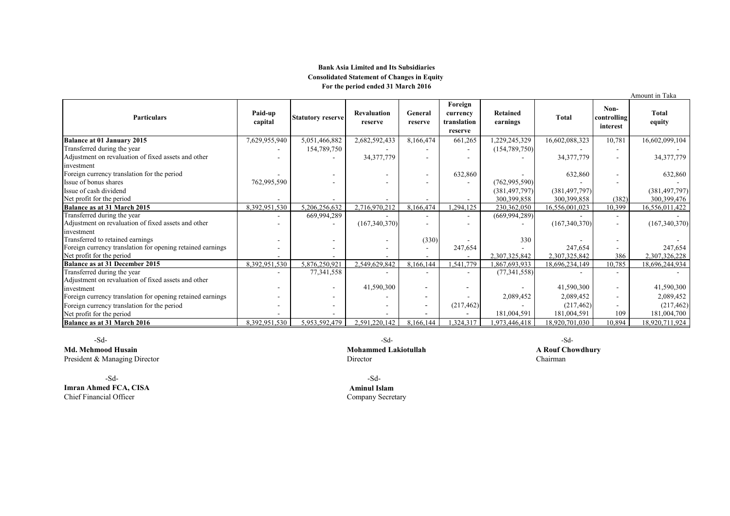**Bank Asia Limited and Its Subsidiaries**
**Consolidated Statement of Changes in Equity**
**For the period ended 31 March 2016**

Amount in Taka

| Particulars | Paid-up capital | Statutory reserve | Revaluation reserve | General reserve | Foreign currency translation reserve | Retained earnings | Total | Non-controlling interest | Total equity |
|---|---|---|---|---|---|---|---|---|---|
| **Balance at 01 January 2015** | 7,629,955,940 | 5,051,466,882 | 2,682,592,433 | 8,166,474 | 661,265 | 1,229,245,329 | 16,602,088,323 | 10,781 | 16,602,099,104 |
| Transferred during the year | - | 154,789,750 | - | - | - | (154,789,750) | - | - | - |
| Adjustment on revaluation of fixed assets and other investment | - | - | 34,377,779 | - | - | - | 34,377,779 | - | 34,377,779 |
| Foreign currency translation for the period | - | - | - | - | 632,860 | - | 632,860 | - | 632,860 |
| Issue of bonus shares | 762,995,590 | - | - | - | - | (762,995,590) | - | - | - |
| Issue of cash dividend | | | | | | (381,497,797) | (381,497,797) | | (381,497,797) |
| Net profit for the period | - | - | - | - | - | 300,399,858 | 300,399,858 | (382) | 300,399,476 |
| **Balance as at 31 March 2015** | 8,392,951,530 | 5,206,256,632 | 2,716,970,212 | 8,166,474 | 1,294,125 | 230,362,050 | 16,556,001,023 | 10,399 | 16,556,011,422 |
| Transferred during the year | - | 669,994,289 | - | - | - | (669,994,289) | - | - | - |
| Adjustment on revaluation of fixed assets and other investment | - | - | (167,340,370) | - | - | - | (167,340,370) | - | (167,340,370) |
| Transferred to retained earnings | - | - | - | (330) | - | 330 | - | - | - |
| Foreign currency translation for opening retained earnings | - | - | - | - | 247,654 | - | 247,654 | - | 247,654 |
| Net profit for the period | - | - | - | - | - | 2,307,325,842 | 2,307,325,842 | 386 | 2,307,326,228 |
| **Balance as at 31 December 2015** | 8,392,951,530 | 5,876,250,921 | 2,549,629,842 | 8,166,144 | 1,541,779 | 1,867,693,933 | 18,696,234,149 | 10,785 | 18,696,244,934 |
| Transferred during the year | - | 77,341,558 | - | - | - | (77,341,558) | - | - | - |
| Adjustment on revaluation of fixed assets and other investment | - | - | 41,590,300 | - | - | - | 41,590,300 | - | 41,590,300 |
| Foreign currency translation for opening retained earnings | - | - | - | - | - | 2,089,452 | 2,089,452 | - | 2,089,452 |
| Foreign currency translation for the period | - | - | - | - | (217,462) | - | (217,462) | - | (217,462) |
| Net profit for the period | - | - | - | - | - | 181,004,591 | 181,004,591 | 109 | 181,004,700 |
| **Balance as at 31 March 2016** | 8,392,951,530 | 5,953,592,479 | 2,591,220,142 | 8,166,144 | 1,324,317 | 1,973,446,418 | 18,920,701,030 | 10,894 | 18,920,711,924 |

-Sd-
**Md. Mehmood Husain**
President & Managing Director

-Sd-
**Mohammed Lakiotullah**
Director

-Sd-
**A Rouf Chowdhury**
Chairman

-Sd-
**Imran Ahmed FCA, CISA**
Chief Financial Officer

-Sd-
**Aminul Islam**
Company Secretary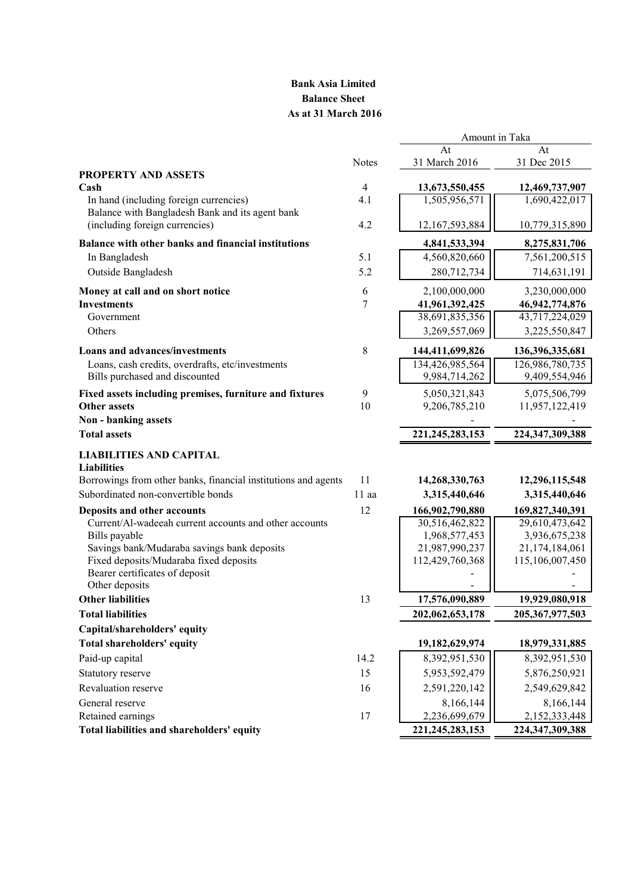# Bank Asia Limited

## Balance Sheet

### As at 31 March 2016

| | Notes | Amount in Taka | |
|---|---|---|---|
| | | At 31 March 2016 | At 31 Dec 2015 |
| **PROPERTY AND ASSETS** | | | |
| **Cash** | 4 | **13,673,550,455** | **12,469,737,907** |
| In hand (including foreign currencies) | 4.1 | 1,505,956,571 | 1,690,422,017 |
| Balance with Bangladesh Bank and its agent bank (including foreign currencies) | 4.2 | 12,167,593,884 | 10,779,315,890 |
| **Balance with other banks and financial institutions** | | **4,841,533,394** | **8,275,831,706** |
| In Bangladesh | 5.1 | 4,560,820,660 | 7,561,200,515 |
| Outside Bangladesh | 5.2 | 280,712,734 | 714,631,191 |
| **Money at call and on short notice** | 6 | 2,100,000,000 | 3,230,000,000 |
| **Investments** | 7 | **41,961,392,425** | **46,942,774,876** |
| Government | | 38,691,835,356 | 43,717,224,029 |
| Others | | 3,269,557,069 | 3,225,550,847 |
| **Loans and advances/investments** | 8 | **144,411,699,826** | **136,396,335,681** |
| Loans, cash credits, overdrafts, etc/investments | | 134,426,985,564 | 126,986,780,735 |
| Bills purchased and discounted | | 9,984,714,262 | 9,409,554,946 |
| **Fixed assets including premises, furniture and fixtures** | 9 | 5,050,321,843 | 5,075,506,799 |
| **Other assets** | 10 | 9,206,785,210 | 11,957,122,419 |
| **Non - banking assets** | | - | - |
| **Total assets** | | **221,245,283,153** | **224,347,309,388** |
| **LIABILITIES AND CAPITAL** | | | |
| **Liabilities** | | | |
| Borrowings from other banks, financial institutions and agents | 11 | **14,268,330,763** | **12,296,115,548** |
| Subordinated non-convertible bonds | 11 aa | **3,315,440,646** | **3,315,440,646** |
| **Deposits and other accounts** | 12 | **166,902,790,880** | **169,827,340,391** |
| Current/Al-wadeeah current accounts and other accounts | | 30,516,462,822 | 29,610,473,642 |
| Bills payable | | 1,968,577,453 | 3,936,675,238 |
| Savings bank/Mudaraba savings bank deposits | | 21,987,990,237 | 21,174,184,061 |
| Fixed deposits/Mudaraba fixed deposits | | 112,429,760,368 | 115,106,007,450 |
| Bearer certificates of deposit | | - | - |
| Other deposits | | - | - |
| **Other liabilities** | 13 | **17,576,090,889** | **19,929,080,918** |
| **Total liabilities** | | **202,062,653,178** | **205,367,977,503** |
| **Capital/shareholders' equity** | | | |
| **Total shareholders' equity** | | **19,182,629,974** | **18,979,331,885** |
| Paid-up capital | 14.2 | 8,392,951,530 | 8,392,951,530 |
| Statutory reserve | 15 | 5,953,592,479 | 5,876,250,921 |
| Revaluation reserve | 16 | 2,591,220,142 | 2,549,629,842 |
| General reserve | | 8,166,144 | 8,166,144 |
| Retained earnings | 17 | 2,236,699,679 | 2,152,333,448 |
| **Total liabilities and shareholders' equity** | | **221,245,283,153** | **224,347,309,388** |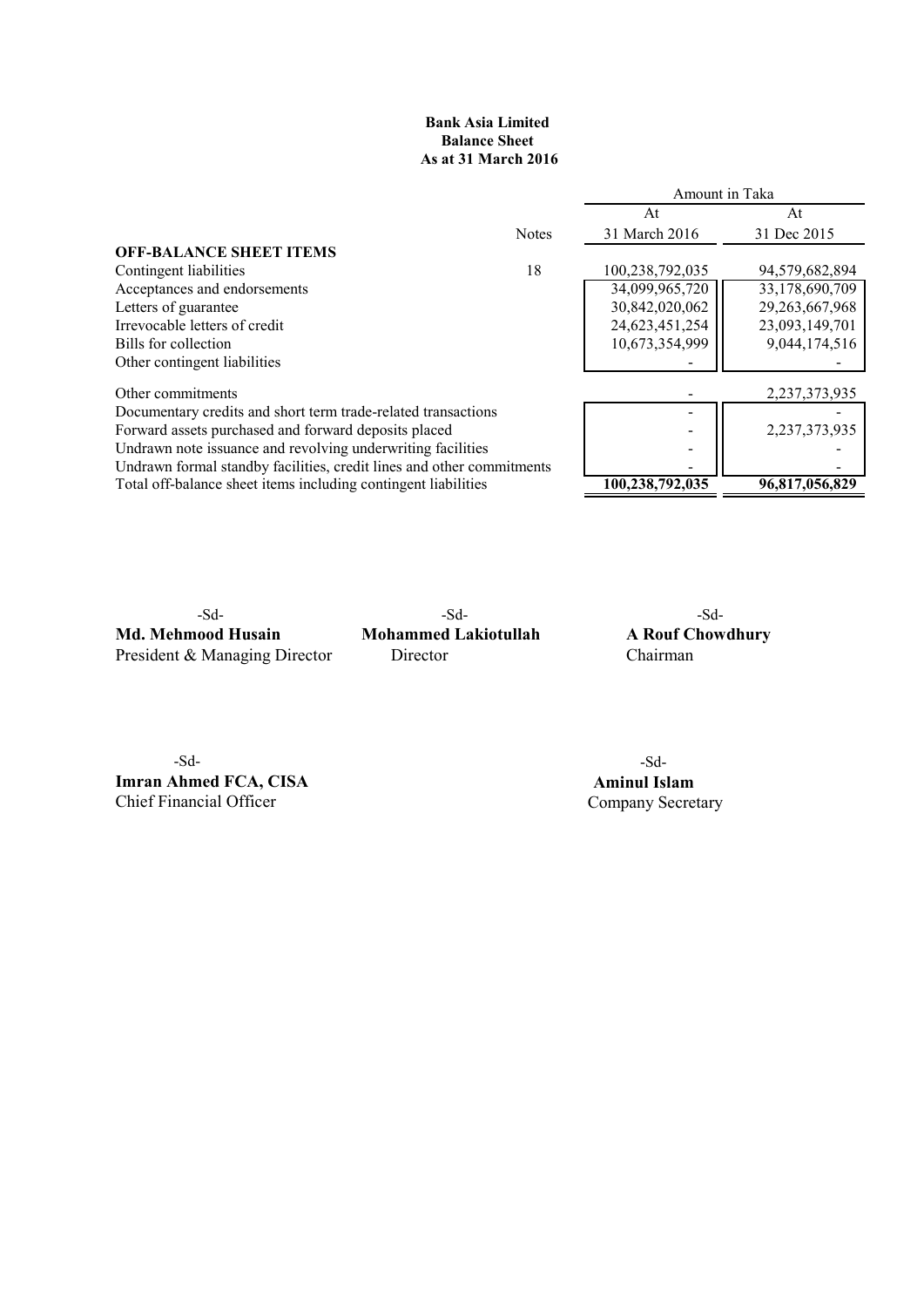**Bank Asia Limited**
**Balance Sheet**
**As at 31 March 2016**

| | Notes | Amount in Taka | |
|---|---|---|---|
| | | At | At |
| | | 31 March 2016 | 31 Dec 2015 |
| **OFF-BALANCE SHEET ITEMS** | | | |
| Contingent liabilities | 18 | 100,238,792,035 | 94,579,682,894 |
| Acceptances and endorsements | | 34,099,965,720 | 33,178,690,709 |
| Letters of guarantee | | 30,842,020,062 | 29,263,667,968 |
| Irrevocable letters of credit | | 24,623,451,254 | 23,093,149,701 |
| Bills for collection | | 10,673,354,999 | 9,044,174,516 |
| Other contingent liabilities | | - | - |
| | | | |
| Other commitments | | - | 2,237,373,935 |
| Documentary credits and short term trade-related transactions | | - | - |
| Forward assets purchased and forward deposits placed | | - | 2,237,373,935 |
| Undrawn note issuance and revolving underwriting facilities | | - | - |
| Undrawn formal standby facilities, credit lines and other commitments | | - | - |
| Total off-balance sheet items including contingent liabilities | | **100,238,792,035** | **96,817,056,829** |

-Sd-
**Md. Mehmood Husain**
President & Managing Director

-Sd-
**Mohammed Lakiotullah**
Director

-Sd-
**A Rouf Chowdhury**
Chairman

-Sd-
**Imran Ahmed FCA, CISA**
Chief Financial Officer

-Sd-
**Aminul Islam**
Company Secretary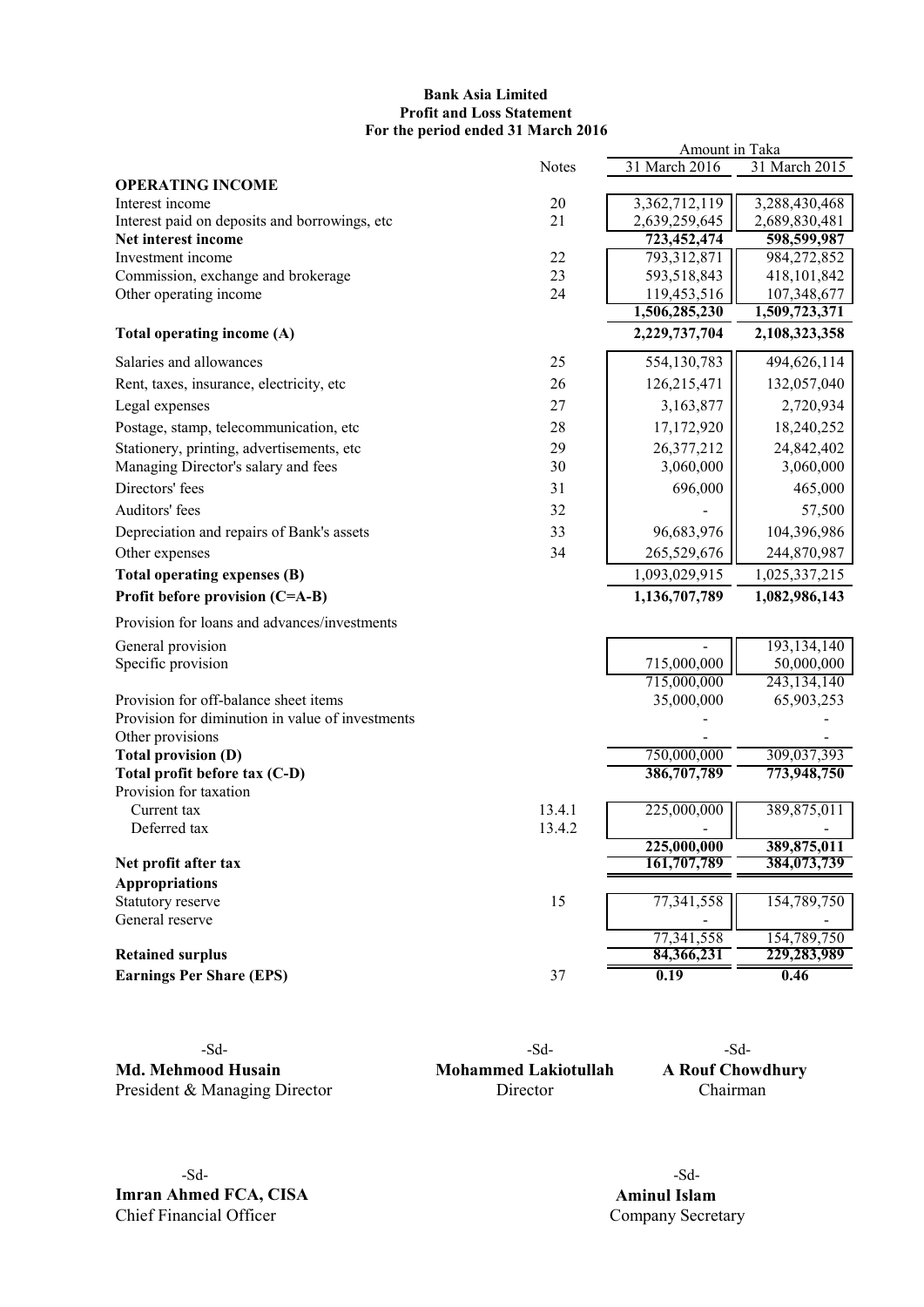# Bank Asia Limited
## Profit and Loss Statement
### For the period ended 31 March 2016

| | Notes | Amount in Taka 31 March 2016 | 31 March 2015 |
|---|---|---|---|
| **OPERATING INCOME** | | | |
| Interest income | 20 | 3,362,712,119 | 3,288,430,468 |
| Interest paid on deposits and borrowings, etc | 21 | 2,639,259,645 | 2,689,830,481 |
| **Net interest income** | | **723,452,474** | **598,599,987** |
| Investment income | 22 | 793,312,871 | 984,272,852 |
| Commission, exchange and brokerage | 23 | 593,518,843 | 418,101,842 |
| Other operating income | 24 | 119,453,516 | 107,348,677 |
| | | **1,506,285,230** | **1,509,723,371** |
| **Total operating income (A)** | | **2,229,737,704** | **2,108,323,358** |
| Salaries and allowances | 25 | 554,130,783 | 494,626,114 |
| Rent, taxes, insurance, electricity, etc | 26 | 126,215,471 | 132,057,040 |
| Legal expenses | 27 | 3,163,877 | 2,720,934 |
| Postage, stamp, telecommunication, etc | 28 | 17,172,920 | 18,240,252 |
| Stationery, printing, advertisements, etc | 29 | 26,377,212 | 24,842,402 |
| Managing Director's salary and fees | 30 | 3,060,000 | 3,060,000 |
| Directors' fees | 31 | 696,000 | 465,000 |
| Auditors' fees | 32 | - | 57,500 |
| Depreciation and repairs of Bank's assets | 33 | 96,683,976 | 104,396,986 |
| Other expenses | 34 | 265,529,676 | 244,870,987 |
| **Total operating expenses (B)** | | 1,093,029,915 | 1,025,337,215 |
| **Profit before provision (C=A-B)** | | **1,136,707,789** | **1,082,986,143** |
| Provision for loans and advances/investments | | | |
| General provision | | - | 193,134,140 |
| Specific provision | | 715,000,000 | 50,000,000 |
| | | 715,000,000 | 243,134,140 |
| Provision for off-balance sheet items | | 35,000,000 | 65,903,253 |
| Provision for diminution in value of investments | | - | - |
| Other provisions | | - | - |
| **Total provision (D)** | | 750,000,000 | 309,037,393 |
| **Total profit before tax (C-D)** | | **386,707,789** | **773,948,750** |
| Provision for taxation | | | |
| Current tax | 13.4.1 | 225,000,000 | 389,875,011 |
| Deferred tax | 13.4.2 | - | - |
| | | **225,000,000** | **389,875,011** |
| **Net profit after tax** | | **161,707,789** | **384,073,739** |
| **Appropriations** | | | |
| Statutory reserve | 15 | 77,341,558 | 154,789,750 |
| General reserve | | - | - |
| | | 77,341,558 | 154,789,750 |
| **Retained surplus** | | **84,366,231** | **229,283,989** |
| **Earnings Per Share (EPS)** | 37 | **0.19** | **0.46** |

-Sd-
**Md. Mehmood Husain**
President & Managing Director

-Sd-
**Mohammed Lakiotullah**
Director

-Sd-
**A Rouf Chowdhury**
Chairman

-Sd-
**Imran Ahmed FCA, CISA**
Chief Financial Officer

-Sd-
**Aminul Islam**
Company Secretary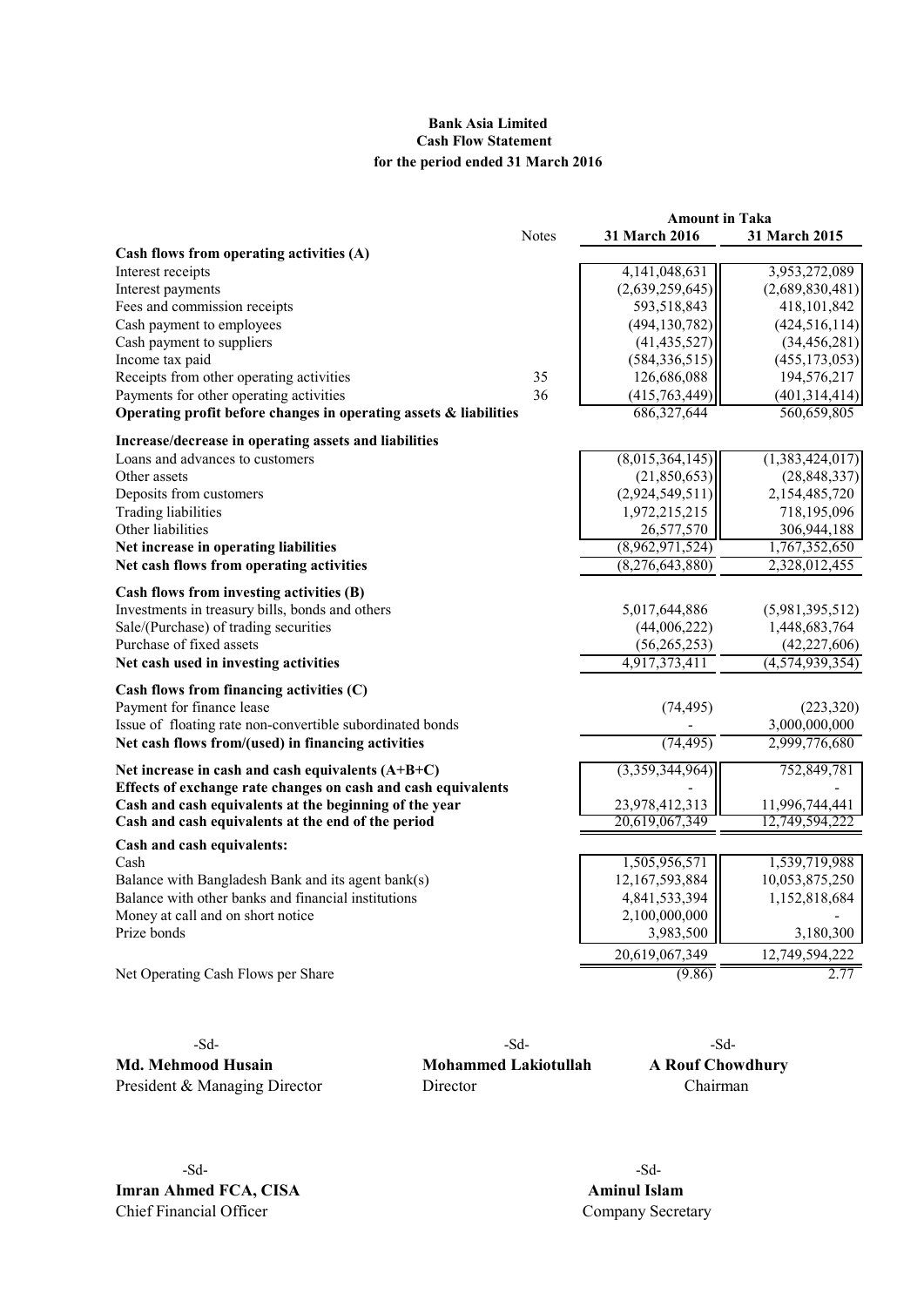**Bank Asia Limited**
**Cash Flow Statement**
**for the period ended 31 March 2016**

| | Notes | Amount in Taka 31 March 2016 | 31 March 2015 |
|---|---|---|---|
| **Cash flows from operating activities (A)** | | | |
| Interest receipts | | 4,141,048,631 | 3,953,272,089 |
| Interest payments | | (2,639,259,645) | (2,689,830,481) |
| Fees and commission receipts | | 593,518,843 | 418,101,842 |
| Cash payment to employees | | (494,130,782) | (424,516,114) |
| Cash payment to suppliers | | (41,435,527) | (34,456,281) |
| Income tax paid | | (584,336,515) | (455,173,053) |
| Receipts from other operating activities | 35 | 126,686,088 | 194,576,217 |
| Payments for other operating activities | 36 | (415,763,449) | (401,314,414) |
| **Operating profit before changes in operating assets & liabilities** | | 686,327,644 | 560,659,805 |
| **Increase/decrease in operating assets and liabilities** | | | |
| Loans and advances to customers | | (8,015,364,145) | (1,383,424,017) |
| Other assets | | (21,850,653) | (28,848,337) |
| Deposits from customers | | (2,924,549,511) | 2,154,485,720 |
| Trading liabilities | | 1,972,215,215 | 718,195,096 |
| Other liabilities | | 26,577,570 | 306,944,188 |
| **Net increase in operating liabilities** | | (8,962,971,524) | 1,767,352,650 |
| **Net cash flows from operating activities** | | (8,276,643,880) | 2,328,012,455 |
| **Cash flows from investing activities (B)** | | | |
| Investments in treasury bills, bonds and others | | 5,017,644,886 | (5,981,395,512) |
| Sale/(Purchase) of trading securities | | (44,006,222) | 1,448,683,764 |
| Purchase of fixed assets | | (56,265,253) | (42,227,606) |
| **Net cash used in investing activities** | | 4,917,373,411 | (4,574,939,354) |
| **Cash flows from financing activities (C)** | | | |
| Payment for finance lease | | (74,495) | (223,320) |
| Issue of floating rate non-convertible subordinated bonds | | - | 3,000,000,000 |
| **Net cash flows from/(used) in financing activities** | | (74,495) | 2,999,776,680 |
| **Net increase in cash and cash equivalents (A+B+C)** | | (3,359,344,964) | 752,849,781 |
| **Effects of exchange rate changes on cash and cash equivalents** | | - | - |
| **Cash and cash equivalents at the beginning of the year** | | 23,978,412,313 | 11,996,744,441 |
| **Cash and cash equivalents at the end of the period** | | 20,619,067,349 | 12,749,594,222 |
| **Cash and cash equivalents:** | | | |
| Cash | | 1,505,956,571 | 1,539,719,988 |
| Balance with Bangladesh Bank and its agent bank(s) | | 12,167,593,884 | 10,053,875,250 |
| Balance with other banks and financial institutions | | 4,841,533,394 | 1,152,818,684 |
| Money at call and on short notice | | 2,100,000,000 | - |
| Prize bonds | | 3,983,500 | 3,180,300 |
| | | 20,619,067,349 | 12,749,594,222 |
| Net Operating Cash Flows per Share | | (9.86) | 2.77 |

-Sd-
**Md. Mehmood Husain**
President & Managing Director

-Sd-
**Mohammed Lakiotullah**
Director

-Sd-
**A Rouf Chowdhury**
Chairman

-Sd-
**Imran Ahmed FCA, CISA**
Chief Financial Officer

-Sd-
**Aminul Islam**
Company Secretary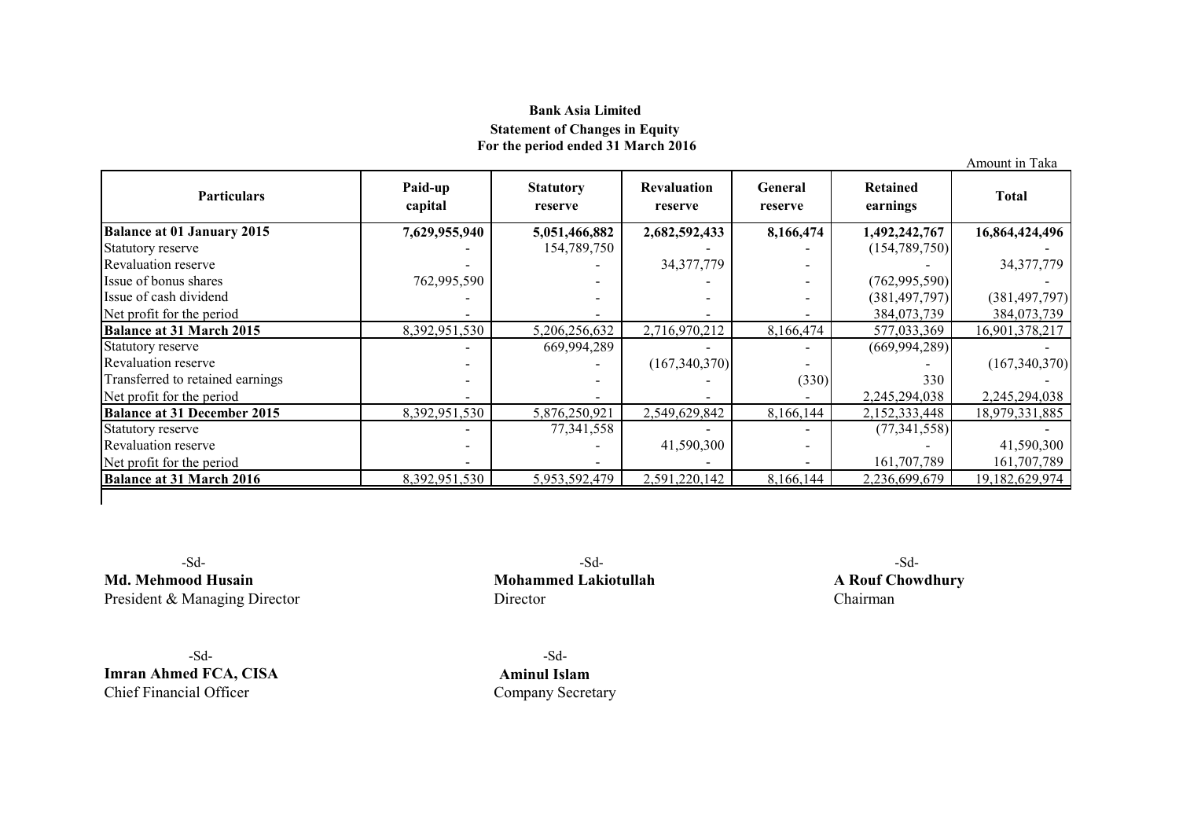**Bank Asia Limited**
**Statement of Changes in Equity**
**For the period ended 31 March 2016**

Amount in Taka

| Particulars | Paid-up capital | Statutory reserve | Revaluation reserve | General reserve | Retained earnings | Total |
|---|---|---|---|---|---|---|
| **Balance at 01 January 2015** | **7,629,955,940** | **5,051,466,882** | **2,682,592,433** | **8,166,474** | **1,492,242,767** | **16,864,424,496** |
| Statutory reserve | - | 154,789,750 | - | - | (154,789,750) | - |
| Revaluation reserve | - | - | 34,377,779 | - | - | 34,377,779 |
| Issue of bonus shares | 762,995,590 | - | - | - | (762,995,590) | - |
| Issue of cash dividend | - | - | - | - | (381,497,797) | (381,497,797) |
| Net profit for the period | - | - | - | - | 384,073,739 | 384,073,739 |
| **Balance at 31 March 2015** | 8,392,951,530 | 5,206,256,632 | 2,716,970,212 | 8,166,474 | 577,033,369 | 16,901,378,217 |
| Statutory reserve | - | 669,994,289 | - | - | (669,994,289) | - |
| Revaluation reserve | - | - | (167,340,370) | - | - | (167,340,370) |
| Transferred to retained earnings | - | - | - | (330) | 330 | - |
| Net profit for the period | - | - | - | - | 2,245,294,038 | 2,245,294,038 |
| **Balance at 31 December 2015** | 8,392,951,530 | 5,876,250,921 | 2,549,629,842 | 8,166,144 | 2,152,333,448 | 18,979,331,885 |
| Statutory reserve | - | 77,341,558 | - | - | (77,341,558) | - |
| Revaluation reserve | - | - | 41,590,300 | - | - | 41,590,300 |
| Net profit for the period | - | - | - | - | 161,707,789 | 161,707,789 |
| **Balance at 31 March 2016** | 8,392,951,530 | 5,953,592,479 | 2,591,220,142 | 8,166,144 | 2,236,699,679 | 19,182,629,974 |

-Sd-
**Md. Mehmood Husain**
President & Managing Director

-Sd-
**Mohammed Lakiotullah**
Director

-Sd-
**A Rouf Chowdhury**
Chairman

-Sd-
**Imran Ahmed FCA, CISA**
Chief Financial Officer

-Sd-
**Aminul Islam**
Company Secretary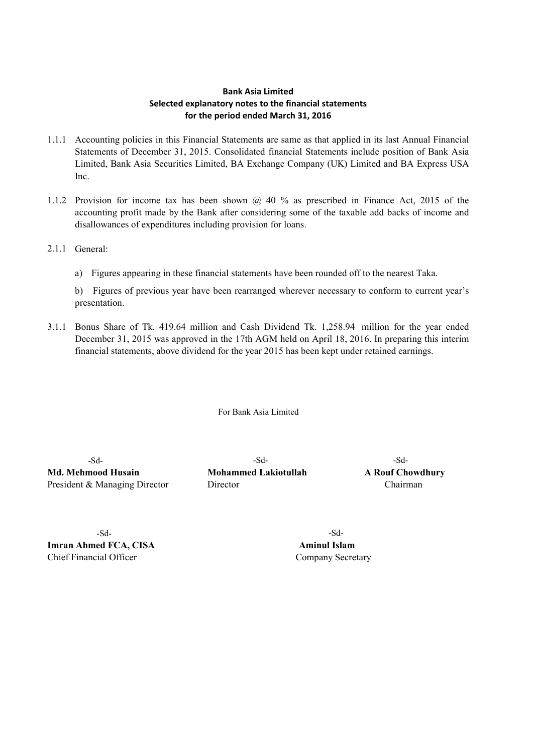**Bank Asia Limited**
**Selected explanatory notes to the financial statements**
**for the period ended March 31, 2016**

1.1.1 Accounting policies in this Financial Statements are same as that applied in its last Annual Financial Statements of December 31, 2015. Consolidated financial Statements include position of Bank Asia Limited, Bank Asia Securities Limited, BA Exchange Company (UK) Limited and BA Express USA Inc.

1.1.2 Provision for income tax has been shown @ 40 % as prescribed in Finance Act, 2015 of the accounting profit made by the Bank after considering some of the taxable add backs of income and disallowances of expenditures including provision for loans.

2.1.1 General:

a) Figures appearing in these financial statements have been rounded off to the nearest Taka.

b) Figures of previous year have been rearranged wherever necessary to conform to current year's presentation.

3.1.1 Bonus Share of Tk. 419.64 million and Cash Dividend Tk. 1,258.94 million for the year ended December 31, 2015 was approved in the 17th AGM held on April 18, 2016. In preparing this interim financial statements, above dividend for the year 2015 has been kept under retained earnings.

For Bank Asia Limited

| -Sd- | -Sd- | -Sd- |
|---|---|---|
| **Md. Mehmood Husain** | **Mohammed Lakiotullah** | **A Rouf Chowdhury** |
| President & Managing Director | Director | Chairman |

| -Sd- | -Sd- |
|---|---|
| **Imran Ahmed FCA, CISA** | **Aminul Islam** |
| Chief Financial Officer | Company Secretary |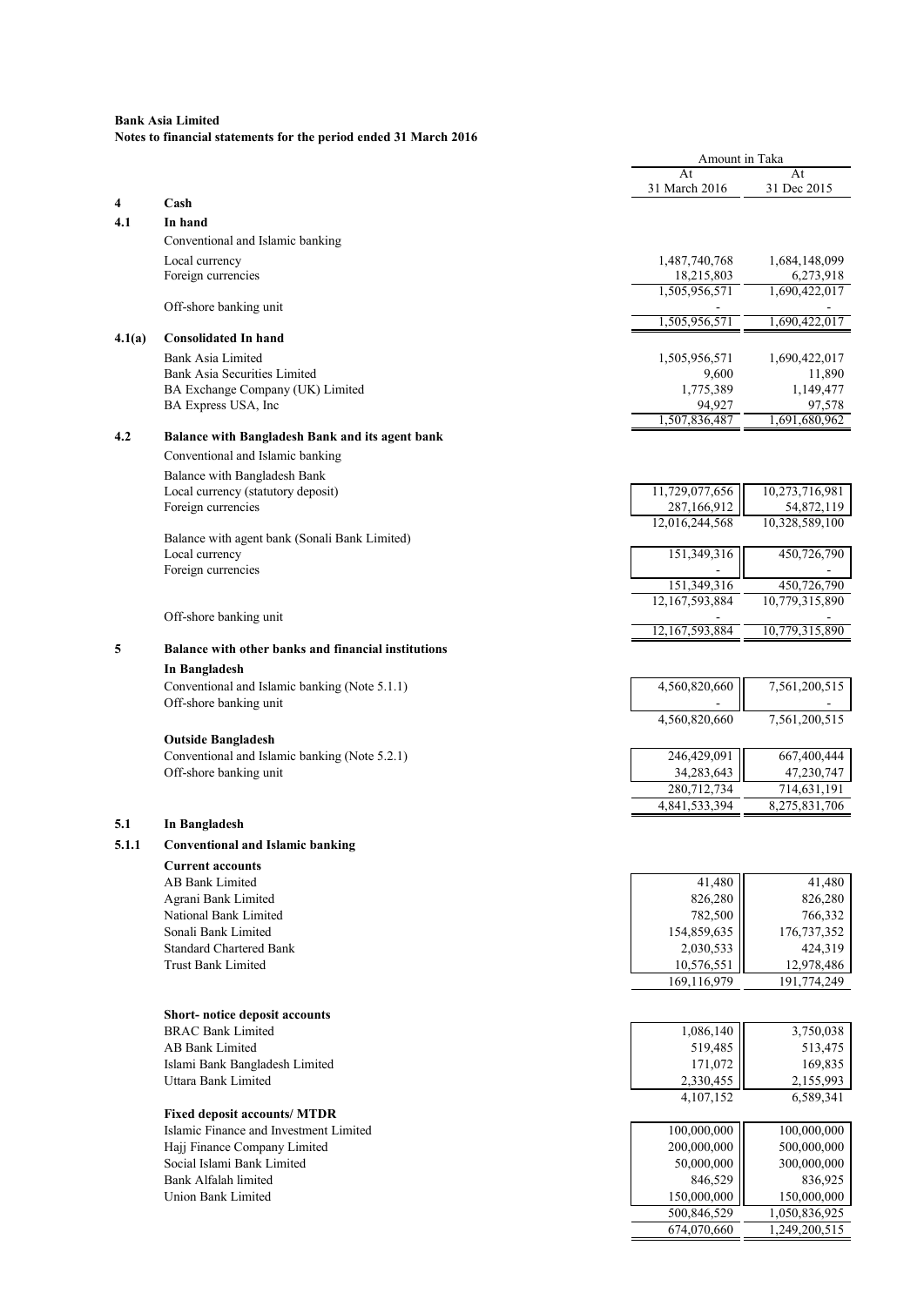**Bank Asia Limited**
**Notes to financial statements for the period ended 31 March 2016**

| | | Amount in Taka | |
|---|---|---|---|
| | | At 31 March 2016 | At 31 Dec 2015 |
| **4** | **Cash** | | |
| **4.1** | **In hand** | | |
| | Conventional and Islamic banking | | |
| | Local currency | 1,487,740,768 | 1,684,148,099 |
| | Foreign currencies | 18,215,803 | 6,273,918 |
| | | 1,505,956,571 | 1,690,422,017 |
| | Off-shore banking unit | - | - |
| | | 1,505,956,571 | 1,690,422,017 |
| **4.1(a)** | **Consolidated In hand** | | |
| | Bank Asia Limited | 1,505,956,571 | 1,690,422,017 |
| | Bank Asia Securities Limited | 9,600 | 11,890 |
| | BA Exchange Company (UK) Limited | 1,775,389 | 1,149,477 |
| | BA Express USA, Inc | 94,927 | 97,578 |
| | | 1,507,836,487 | 1,691,680,962 |
| **4.2** | **Balance with Bangladesh Bank and its agent bank** | | |
| | Conventional and Islamic banking | | |
| | Balance with Bangladesh Bank | | |
| | Local currency (statutory deposit) | 11,729,077,656 | 10,273,716,981 |
| | Foreign currencies | 287,166,912 | 54,872,119 |
| | | 12,016,244,568 | 10,328,589,100 |
| | Balance with agent bank (Sonali Bank Limited) | | |
| | Local currency | 151,349,316 | 450,726,790 |
| | Foreign currencies | - | - |
| | | 151,349,316 | 450,726,790 |
| | | 12,167,593,884 | 10,779,315,890 |
| | Off-shore banking unit | - | - |
| | | 12,167,593,884 | 10,779,315,890 |
| **5** | **Balance with other banks and financial institutions** | | |
| | **In Bangladesh** | | |
| | Conventional and Islamic banking (Note 5.1.1) | 4,560,820,660 | 7,561,200,515 |
| | Off-shore banking unit | - | - |
| | | 4,560,820,660 | 7,561,200,515 |
| | **Outside Bangladesh** | | |
| | Conventional and Islamic banking (Note 5.2.1) | 246,429,091 | 667,400,444 |
| | Off-shore banking unit | 34,283,643 | 47,230,747 |
| | | 280,712,734 | 714,631,191 |
| | | 4,841,533,394 | 8,275,831,706 |
| **5.1** | **In Bangladesh** | | |
| **5.1.1** | **Conventional and Islamic banking** | | |
| | **Current accounts** | | |
| | AB Bank Limited | 41,480 | 41,480 |
| | Agrani Bank Limited | 826,280 | 826,280 |
| | National Bank Limited | 782,500 | 766,332 |
| | Sonali Bank Limited | 154,859,635 | 176,737,352 |
| | Standard Chartered Bank | 2,030,533 | 424,319 |
| | Trust Bank Limited | 10,576,551 | 12,978,486 |
| | | 169,116,979 | 191,774,249 |
| | **Short- notice deposit accounts** | | |
| | BRAC Bank Limited | 1,086,140 | 3,750,038 |
| | AB Bank Limited | 519,485 | 513,475 |
| | Islami Bank Bangladesh Limited | 171,072 | 169,835 |
| | Uttara Bank Limited | 2,330,455 | 2,155,993 |
| | | 4,107,152 | 6,589,341 |
| | **Fixed deposit accounts/ MTDR** | | |
| | Islamic Finance and Investment Limited | 100,000,000 | 100,000,000 |
| | Hajj Finance Company Limited | 200,000,000 | 500,000,000 |
| | Social Islami Bank Limited | 50,000,000 | 300,000,000 |
| | Bank Alfalah limited | 846,529 | 836,925 |
| | Union Bank Limited | 150,000,000 | 150,000,000 |
| | | 500,846,529 | 1,050,836,925 |
| | | 674,070,660 | 1,249,200,515 |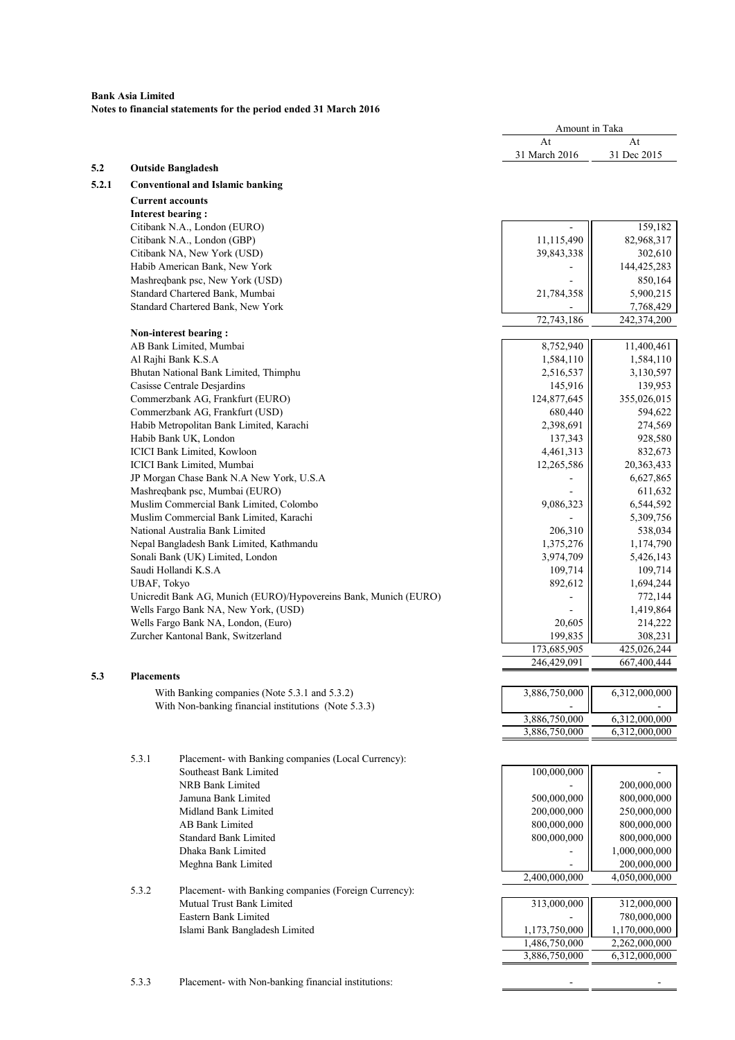**Bank Asia Limited**
**Notes to financial statements for the period ended 31 March 2016**

| | | Amount in Taka | |
|---|---|---|---|
| | | At 31 March 2016 | At 31 Dec 2015 |
| **5.2** | **Outside Bangladesh** | | |
| **5.2.1** | **Conventional and Islamic banking** | | |
| | **Current accounts** | | |
| | **Interest bearing :** | | |
| | Citibank N.A., London (EURO) | - | 159,182 |
| | Citibank N.A., London (GBP) | 11,115,490 | 82,968,317 |
| | Citibank NA, New York (USD) | 39,843,338 | 302,610 |
| | Habib American Bank, New York | - | 144,425,283 |
| | Mashreqbank psc, New York (USD) | - | 850,164 |
| | Standard Chartered Bank, Mumbai | 21,784,358 | 5,900,215 |
| | Standard Chartered Bank, New York | - | 7,768,429 |
| | | 72,743,186 | 242,374,200 |
| | **Non-interest bearing :** | | |
| | AB Bank Limited, Mumbai | 8,752,940 | 11,400,461 |
| | Al Rajhi Bank K.S.A | 1,584,110 | 1,584,110 |
| | Bhutan National Bank Limited, Thimphu | 2,516,537 | 3,130,597 |
| | Casisse Centrale Desjardins | 145,916 | 139,953 |
| | Commerzbank AG, Frankfurt (EURO) | 124,877,645 | 355,026,015 |
| | Commerzbank AG, Frankfurt (USD) | 680,440 | 594,622 |
| | Habib Metropolitan Bank Limited, Karachi | 2,398,691 | 274,569 |
| | Habib Bank UK, London | 137,343 | 928,580 |
| | ICICI Bank Limited, Kowloon | 4,461,313 | 832,673 |
| | ICICI Bank Limited, Mumbai | 12,265,586 | 20,363,433 |
| | JP Morgan Chase Bank N.A New York, U.S.A | - | 6,627,865 |
| | Mashreqbank psc, Mumbai (EURO) | - | 611,632 |
| | Muslim Commercial Bank Limited, Colombo | 9,086,323 | 6,544,592 |
| | Muslim Commercial Bank Limited, Karachi | - | 5,309,756 |
| | National Australia Bank Limited | 206,310 | 538,034 |
| | Nepal Bangladesh Bank Limited, Kathmandu | 1,375,276 | 1,174,790 |
| | Sonali Bank (UK) Limited, London | 3,974,709 | 5,426,143 |
| | Saudi Hollandi K.S.A | 109,714 | 109,714 |
| | UBAF, Tokyo | 892,612 | 1,694,244 |
| | Unicredit Bank AG, Munich (EURO)/Hypovereins Bank, Munich (EURO) | - | 772,144 |
| | Wells Fargo Bank NA, New York, (USD) | - | 1,419,864 |
| | Wells Fargo Bank NA, London, (Euro) | 20,605 | 214,222 |
| | Zurcher Kantonal Bank, Switzerland | 199,835 | 308,231 |
| | | 173,685,905 | 425,026,244 |
| | | 246,429,091 | 667,400,444 |
| **5.3** | **Placements** | | |
| | With Banking companies (Note 5.3.1 and 5.3.2) | 3,886,750,000 | 6,312,000,000 |
| | With Non-banking financial institutions (Note 5.3.3) | - | - |
| | | 3,886,750,000 | 6,312,000,000 |
| | | 3,886,750,000 | 6,312,000,000 |
| 5.3.1 | Placement- with Banking companies (Local Currency): | | |
| | Southeast Bank Limited | 100,000,000 | - |
| | NRB Bank Limited | - | 200,000,000 |
| | Jamuna Bank Limited | 500,000,000 | 800,000,000 |
| | Midland Bank Limited | 200,000,000 | 250,000,000 |
| | AB Bank Limited | 800,000,000 | 800,000,000 |
| | Standard Bank Limited | 800,000,000 | 800,000,000 |
| | Dhaka Bank Limited | - | 1,000,000,000 |
| | Meghna Bank Limited | - | 200,000,000 |
| | | 2,400,000,000 | 4,050,000,000 |
| 5.3.2 | Placement- with Banking companies (Foreign Currency): | | |
| | Mutual Trust Bank Limited | 313,000,000 | 312,000,000 |
| | Eastern Bank Limited | - | 780,000,000 |
| | Islami Bank Bangladesh Limited | 1,173,750,000 | 1,170,000,000 |
| | | 1,486,750,000 | 2,262,000,000 |
| | | 3,886,750,000 | 6,312,000,000 |
| 5.3.3 | Placement- with Non-banking financial institutions: | - | - |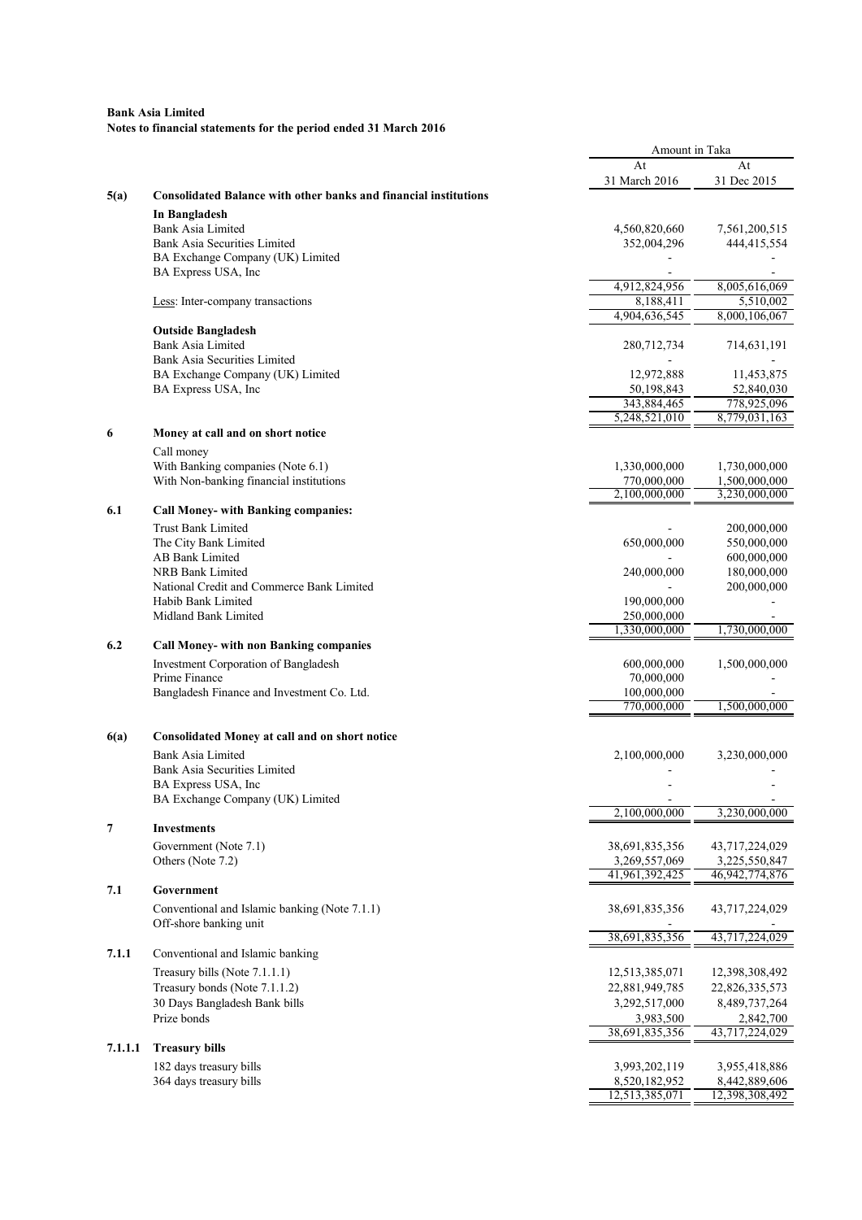**Bank Asia Limited**
**Notes to financial statements for the period ended 31 March 2016**

| | | Amount in Taka | |
|---|---|---|---|
| | | At 31 March 2016 | At 31 Dec 2015 |
| **5(a)** | **Consolidated Balance with other banks and financial institutions** | | |
| | **In Bangladesh** | | |
| | Bank Asia Limited | 4,560,820,660 | 7,561,200,515 |
| | Bank Asia Securities Limited | 352,004,296 | 444,415,554 |
| | BA Exchange Company (UK) Limited | - | - |
| | BA Express USA, Inc | - | - |
| | | 4,912,824,956 | 8,005,616,069 |
| | Less: Inter-company transactions | 8,188,411 | 5,510,002 |
| | | 4,904,636,545 | 8,000,106,067 |
| | **Outside Bangladesh** | | |
| | Bank Asia Limited | 280,712,734 | 714,631,191 |
| | Bank Asia Securities Limited | - | - |
| | BA Exchange Company (UK) Limited | 12,972,888 | 11,453,875 |
| | BA Express USA, Inc | 50,198,843 | 52,840,030 |
| | | 343,884,465 | 778,925,096 |
| | | 5,248,521,010 | 8,779,031,163 |
| **6** | **Money at call and on short notice** | | |
| | Call money | | |
| | With Banking companies (Note 6.1) | 1,330,000,000 | 1,730,000,000 |
| | With Non-banking financial institutions | 770,000,000 | 1,500,000,000 |
| | | 2,100,000,000 | 3,230,000,000 |
| **6.1** | **Call Money- with Banking companies:** | | |
| | Trust Bank Limited | - | 200,000,000 |
| | The City Bank Limited | 650,000,000 | 550,000,000 |
| | AB Bank Limited | - | 600,000,000 |
| | NRB Bank Limited | 240,000,000 | 180,000,000 |
| | National Credit and Commerce Bank Limited | - | 200,000,000 |
| | Habib Bank Limited | 190,000,000 | - |
| | Midland Bank Limited | 250,000,000 | - |
| | | 1,330,000,000 | 1,730,000,000 |
| **6.2** | **Call Money- with non Banking companies** | | |
| | Investment Corporation of Bangladesh | 600,000,000 | 1,500,000,000 |
| | Prime Finance | 70,000,000 | - |
| | Bangladesh Finance and Investment Co. Ltd. | 100,000,000 | - |
| | | 770,000,000 | 1,500,000,000 |
| **6(a)** | **Consolidated Money at call and on short notice** | | |
| | Bank Asia Limited | 2,100,000,000 | 3,230,000,000 |
| | Bank Asia Securities Limited | - | - |
| | BA Express USA, Inc | - | - |
| | BA Exchange Company (UK) Limited | - | - |
| | | 2,100,000,000 | 3,230,000,000 |
| **7** | **Investments** | | |
| | Government (Note 7.1) | 38,691,835,356 | 43,717,224,029 |
| | Others (Note 7.2) | 3,269,557,069 | 3,225,550,847 |
| | | 41,961,392,425 | 46,942,774,876 |
| **7.1** | **Government** | | |
| | Conventional and Islamic banking (Note 7.1.1) | 38,691,835,356 | 43,717,224,029 |
| | Off-shore banking unit | - | - |
| | | 38,691,835,356 | 43,717,224,029 |
| **7.1.1** | Conventional and Islamic banking | | |
| | Treasury bills (Note 7.1.1.1) | 12,513,385,071 | 12,398,308,492 |
| | Treasury bonds (Note 7.1.1.2) | 22,881,949,785 | 22,826,335,573 |
| | 30 Days Bangladesh Bank bills | 3,292,517,000 | 8,489,737,264 |
| | Prize bonds | 3,983,500 | 2,842,700 |
| | | 38,691,835,356 | 43,717,224,029 |
| **7.1.1.1** | **Treasury bills** | | |
| | 182 days treasury bills | 3,993,202,119 | 3,955,418,886 |
| | 364 days treasury bills | 8,520,182,952 | 8,442,889,606 |
| | | 12,513,385,071 | 12,398,308,492 |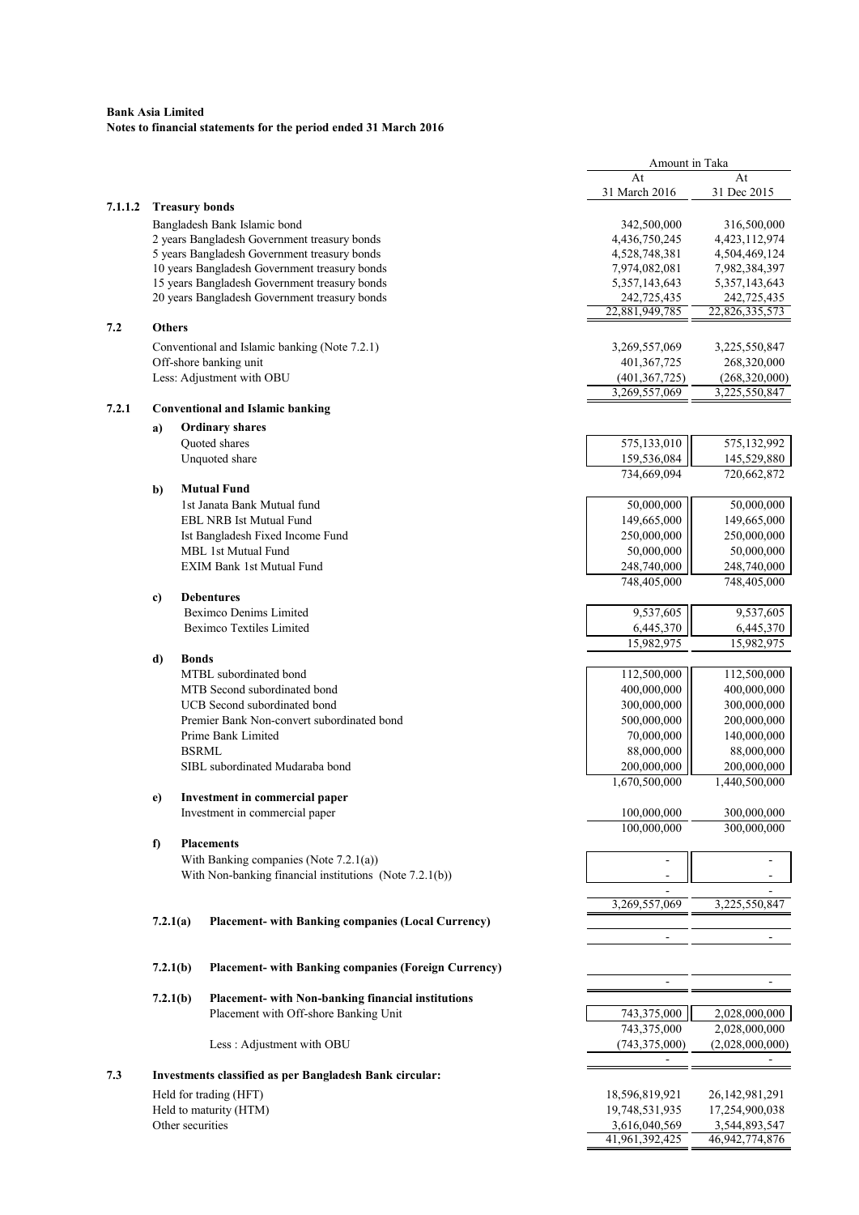**Bank Asia Limited**
**Notes to financial statements for the period ended 31 March 2016**

| | | | Amount in Taka | |
|---|---|---|---|---|
| | | | At 31 March 2016 | At 31 Dec 2015 |
| **7.1.1.2** | **Treasury bonds** | | | |
| | Bangladesh Bank Islamic bond | | 342,500,000 | 316,500,000 |
| | 2 years Bangladesh Government treasury bonds | | 4,436,750,245 | 4,423,112,974 |
| | 5 years Bangladesh Government treasury bonds | | 4,528,748,381 | 4,504,469,124 |
| | 10 years Bangladesh Government treasury bonds | | 7,974,082,081 | 7,982,384,397 |
| | 15 years Bangladesh Government treasury bonds | | 5,357,143,643 | 5,357,143,643 |
| | 20 years Bangladesh Government treasury bonds | | 242,725,435 | 242,725,435 |
| | | | 22,881,949,785 | 22,826,335,573 |
| **7.2** | **Others** | | | |
| | Conventional and Islamic banking (Note 7.2.1) | | 3,269,557,069 | 3,225,550,847 |
| | Off-shore banking unit | | 401,367,725 | 268,320,000 |
| | Less: Adjustment with OBU | | (401,367,725) | (268,320,000) |
| | | | 3,269,557,069 | 3,225,550,847 |
| **7.2.1** | **Conventional and Islamic banking** | | | |
| | **a)** | **Ordinary shares** | | |
| | | Quoted shares | 575,133,010 | 575,132,992 |
| | | Unquoted share | 159,536,084 | 145,529,880 |
| | | | 734,669,094 | 720,662,872 |
| | **b)** | **Mutual Fund** | | |
| | | 1st Janata Bank Mutual fund | 50,000,000 | 50,000,000 |
| | | EBL NRB Ist Mutual Fund | 149,665,000 | 149,665,000 |
| | | Ist Bangladesh Fixed Income Fund | 250,000,000 | 250,000,000 |
| | | MBL 1st Mutual Fund | 50,000,000 | 50,000,000 |
| | | EXIM Bank 1st Mutual Fund | 248,740,000 | 248,740,000 |
| | | | 748,405,000 | 748,405,000 |
| | **c)** | **Debentures** | | |
| | | Beximco Denims Limited | 9,537,605 | 9,537,605 |
| | | Beximco Textiles Limited | 6,445,370 | 6,445,370 |
| | | | 15,982,975 | 15,982,975 |
| | **d)** | **Bonds** | | |
| | | MTBL subordinated bond | 112,500,000 | 112,500,000 |
| | | MTB Second subordinated bond | 400,000,000 | 400,000,000 |
| | | UCB Second subordinated bond | 300,000,000 | 300,000,000 |
| | | Premier Bank Non-convert subordinated bond | 500,000,000 | 200,000,000 |
| | | Prime Bank Limited | 70,000,000 | 140,000,000 |
| | | BSRML | 88,000,000 | 88,000,000 |
| | | SIBL subordinated Mudaraba bond | 200,000,000 | 200,000,000 |
| | | | 1,670,500,000 | 1,440,500,000 |
| | **e)** | **Investment in commercial paper** | | |
| | | Investment in commercial paper | 100,000,000 | 300,000,000 |
| | | | 100,000,000 | 300,000,000 |
| | **f)** | **Placements** | | |
| | | With Banking companies (Note 7.2.1(a)) | - | - |
| | | With Non-banking financial institutions (Note 7.2.1(b)) | - | - |
| | | | - | - |
| | | | 3,269,557,069 | 3,225,550,847 |
| | **7.2.1(a)** | **Placement- with Banking companies (Local Currency)** | | |
| | | | - | - |
| | **7.2.1(b)** | **Placement- with Banking companies (Foreign Currency)** | | |
| | | | - | - |
| | **7.2.1(b)** | **Placement- with Non-banking financial institutions** | | |
| | | Placement with Off-shore Banking Unit | 743,375,000 | 2,028,000,000 |
| | | | 743,375,000 | 2,028,000,000 |
| | | Less : Adjustment with OBU | (743,375,000) | (2,028,000,000) |
| | | | - | - |
| **7.3** | **Investments classified as per Bangladesh Bank circular:** | | | |
| | Held for trading (HFT) | | 18,596,819,921 | 26,142,981,291 |
| | Held to maturity (HTM) | | 19,748,531,935 | 17,254,900,038 |
| | Other securities | | 3,616,040,569 | 3,544,893,547 |
| | | | 41,961,392,425 | 46,942,774,876 |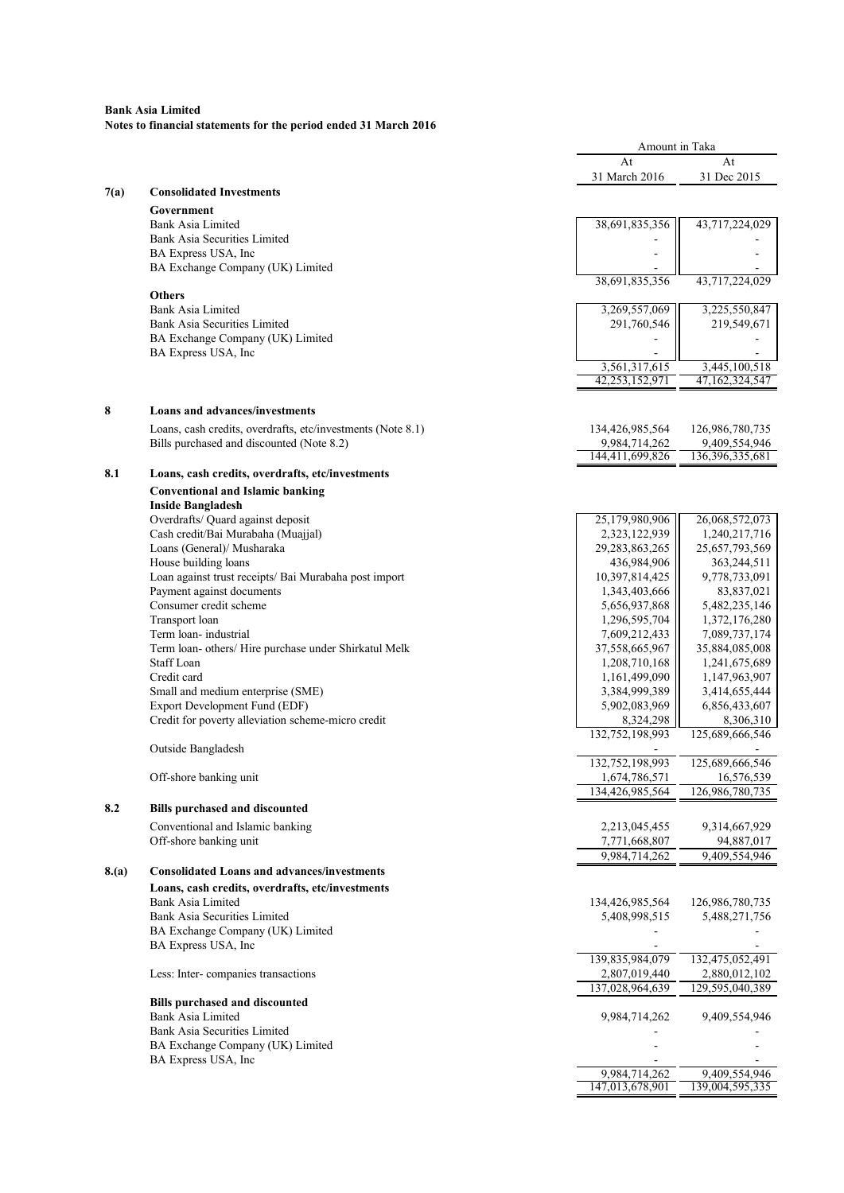**Bank Asia Limited**
**Notes to financial statements for the period ended 31 March 2016**

| | | Amount in Taka | |
|---|---|---|---|
| | | At 31 March 2016 | At 31 Dec 2015 |
| **7(a)** | **Consolidated Investments** | | |
| | **Government** | | |
| | Bank Asia Limited | 38,691,835,356 | 43,717,224,029 |
| | Bank Asia Securities Limited | - | - |
| | BA Express USA, Inc | - | - |
| | BA Exchange Company (UK) Limited | - | - |
| | | 38,691,835,356 | 43,717,224,029 |
| | **Others** | | |
| | Bank Asia Limited | 3,269,557,069 | 3,225,550,847 |
| | Bank Asia Securities Limited | 291,760,546 | 219,549,671 |
| | BA Exchange Company (UK) Limited | - | - |
| | BA Express USA, Inc | - | - |
| | | 3,561,317,615 | 3,445,100,518 |
| | | 42,253,152,971 | 47,162,324,547 |
| **8** | **Loans and advances/investments** | | |
| | Loans, cash credits, overdrafts, etc/investments (Note 8.1) | 134,426,985,564 | 126,986,780,735 |
| | Bills purchased and discounted (Note 8.2) | 9,984,714,262 | 9,409,554,946 |
| | | 144,411,699,826 | 136,396,335,681 |
| **8.1** | **Loans, cash credits, overdrafts, etc/investments** | | |
| | **Conventional and Islamic banking** | | |
| | **Inside Bangladesh** | | |
| | Overdrafts/ Quard against deposit | 25,179,980,906 | 26,068,572,073 |
| | Cash credit/Bai Murabaha (Muajjal) | 2,323,122,939 | 1,240,217,716 |
| | Loans (General)/ Musharaka | 29,283,863,265 | 25,657,793,569 |
| | House building loans | 436,984,906 | 363,244,511 |
| | Loan against trust receipts/ Bai Murabaha post import | 10,397,814,425 | 9,778,733,091 |
| | Payment against documents | 1,343,403,666 | 83,837,021 |
| | Consumer credit scheme | 5,656,937,868 | 5,482,235,146 |
| | Transport loan | 1,296,595,704 | 1,372,176,280 |
| | Term loan- industrial | 7,609,212,433 | 7,089,737,174 |
| | Term loan- others/ Hire purchase under Shirkatul Melk | 37,558,665,967 | 35,884,085,008 |
| | Staff Loan | 1,208,710,168 | 1,241,675,689 |
| | Credit card | 1,161,499,090 | 1,147,963,907 |
| | Small and medium enterprise (SME) | 3,384,999,389 | 3,414,655,444 |
| | Export Development Fund (EDF) | 5,902,083,969 | 6,856,433,607 |
| | Credit for poverty alleviation scheme-micro credit | 8,324,298 | 8,306,310 |
| | | 132,752,198,993 | 125,689,666,546 |
| | Outside Bangladesh | - | - |
| | | 132,752,198,993 | 125,689,666,546 |
| | Off-shore banking unit | 1,674,786,571 | 16,576,539 |
| | | 134,426,985,564 | 126,986,780,735 |
| **8.2** | **Bills purchased and discounted** | | |
| | Conventional and Islamic banking | 2,213,045,455 | 9,314,667,929 |
| | Off-shore banking unit | 7,771,668,807 | 94,887,017 |
| | | 9,984,714,262 | 9,409,554,946 |
| **8.(a)** | **Consolidated Loans and advances/investments** | | |
| | **Loans, cash credits, overdrafts, etc/investments** | | |
| | Bank Asia Limited | 134,426,985,564 | 126,986,780,735 |
| | Bank Asia Securities Limited | 5,408,998,515 | 5,488,271,756 |
| | BA Exchange Company (UK) Limited | - | - |
| | BA Express USA, Inc | - | - |
| | | 139,835,984,079 | 132,475,052,491 |
| | Less: Inter- companies transactions | 2,807,019,440 | 2,880,012,102 |
| | | 137,028,964,639 | 129,595,040,389 |
| | **Bills purchased and discounted** | | |
| | Bank Asia Limited | 9,984,714,262 | 9,409,554,946 |
| | Bank Asia Securities Limited | - | - |
| | BA Exchange Company (UK) Limited | - | - |
| | BA Express USA, Inc | - | - |
| | | 9,984,714,262 | 9,409,554,946 |
| | | 147,013,678,901 | 139,004,595,335 |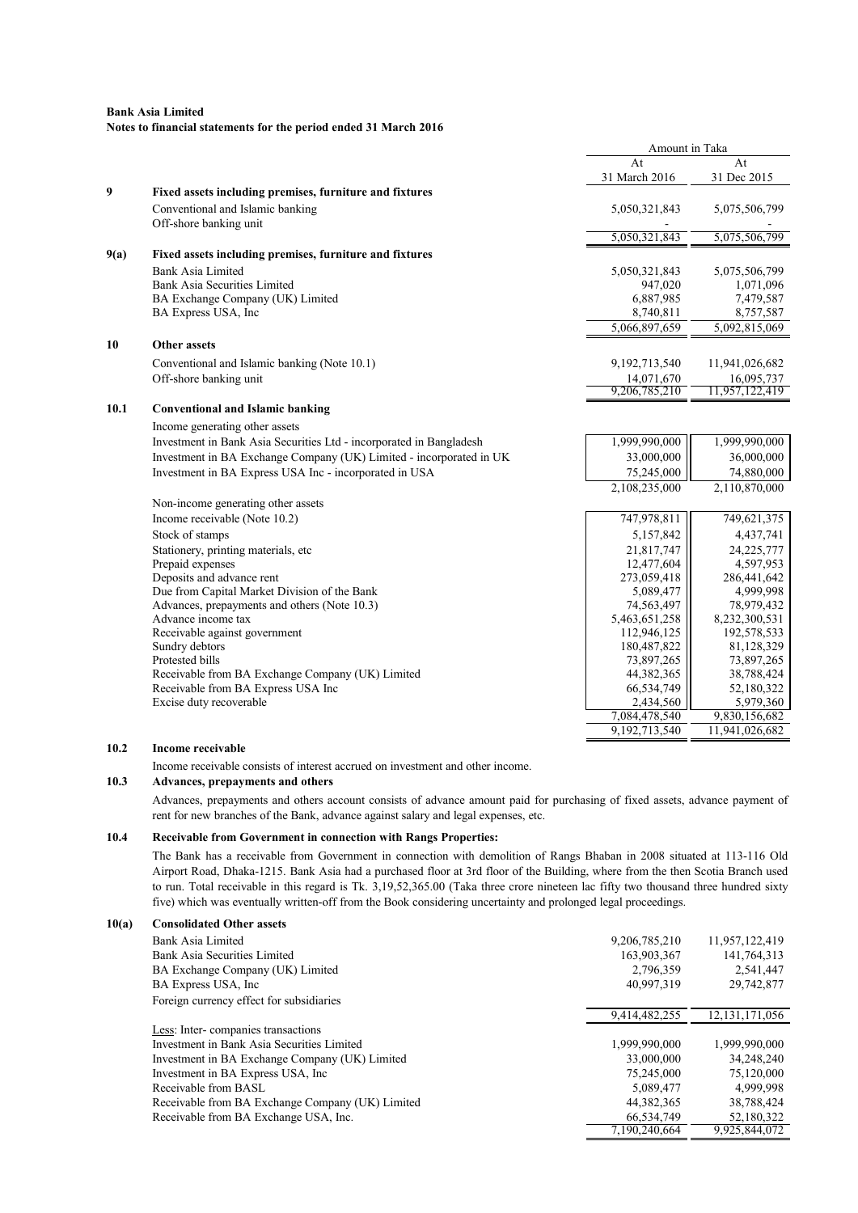**Bank Asia Limited**
**Notes to financial statements for the period ended 31 March 2016**

| | | Amount in Taka | |
|---|---|---|---|
| | | At 31 March 2016 | At 31 Dec 2015 |
| **9** | **Fixed assets including premises, furniture and fixtures** | | |
| | Conventional and Islamic banking | 5,050,321,843 | 5,075,506,799 |
| | Off-shore banking unit | - | - |
| | | 5,050,321,843 | 5,075,506,799 |
| **9(a)** | **Fixed assets including premises, furniture and fixtures** | | |
| | Bank Asia Limited | 5,050,321,843 | 5,075,506,799 |
| | Bank Asia Securities Limited | 947,020 | 1,071,096 |
| | BA Exchange Company (UK) Limited | 6,887,985 | 7,479,587 |
| | BA Express USA, Inc | 8,740,811 | 8,757,587 |
| | | 5,066,897,659 | 5,092,815,069 |
| **10** | **Other assets** | | |
| | Conventional and Islamic banking (Note 10.1) | 9,192,713,540 | 11,941,026,682 |
| | Off-shore banking unit | 14,071,670 | 16,095,737 |
| | | 9,206,785,210 | 11,957,122,419 |
| **10.1** | **Conventional and Islamic banking** | | |
| | Income generating other assets | | |
| | Investment in Bank Asia Securities Ltd - incorporated in Bangladesh | 1,999,990,000 | 1,999,990,000 |
| | Investment in BA Exchange Company (UK) Limited - incorporated in UK | 33,000,000 | 36,000,000 |
| | Investment in BA Express USA Inc - incorporated in USA | 75,245,000 | 74,880,000 |
| | | 2,108,235,000 | 2,110,870,000 |
| | Non-income generating other assets | | |
| | Income receivable (Note 10.2) | 747,978,811 | 749,621,375 |
| | Stock of stamps | 5,157,842 | 4,437,741 |
| | Stationery, printing materials, etc | 21,817,747 | 24,225,777 |
| | Prepaid expenses | 12,477,604 | 4,597,953 |
| | Deposits and advance rent | 273,059,418 | 286,441,642 |
| | Due from Capital Market Division of the Bank | 5,089,477 | 4,999,998 |
| | Advances, prepayments and others (Note 10.3) | 74,563,497 | 78,979,432 |
| | Advance income tax | 5,463,651,258 | 8,232,300,531 |
| | Receivable against government | 112,946,125 | 192,578,533 |
| | Sundry debtors | 180,487,822 | 81,128,329 |
| | Protested bills | 73,897,265 | 73,897,265 |
| | Receivable from BA Exchange Company (UK) Limited | 44,382,365 | 38,788,424 |
| | Receivable from BA Express USA Inc | 66,534,749 | 52,180,322 |
| | Excise duty recoverable | 2,434,560 | 5,979,360 |
| | | 7,084,478,540 | 9,830,156,682 |
| | | 9,192,713,540 | 11,941,026,682 |

**10.2 Income receivable**

Income receivable consists of interest accrued on investment and other income.

**10.3 Advances, prepayments and others**

Advances, prepayments and others account consists of advance amount paid for purchasing of fixed assets, advance payment of rent for new branches of the Bank, advance against salary and legal expenses, etc.

**10.4 Receivable from Government in connection with Rangs Properties:**

The Bank has a receivable from Government in connection with demolition of Rangs Bhaban in 2008 situated at 113-116 Old Airport Road, Dhaka-1215. Bank Asia had a purchased floor at 3rd floor of the Building, where from the then Scotia Branch used to run. Total receivable in this regard is Tk. 3,19,52,365.00 (Taka three crore nineteen lac fifty two thousand three hundred sixty five) which was eventually written-off from the Book considering uncertainty and prolonged legal proceedings.

| | | At 31 March 2016 | At 31 Dec 2015 |
|---|---|---|---|
| **10(a)** | **Consolidated Other assets** | | |
| | Bank Asia Limited | 9,206,785,210 | 11,957,122,419 |
| | Bank Asia Securities Limited | 163,903,367 | 141,764,313 |
| | BA Exchange Company (UK) Limited | 2,796,359 | 2,541,447 |
| | BA Express USA, Inc | 40,997,319 | 29,742,877 |
| | Foreign currency effect for subsidiaries | | |
| | | 9,414,482,255 | 12,131,171,056 |
| | Less: Inter- companies transactions | | |
| | Investment in Bank Asia Securities Limited | 1,999,990,000 | 1,999,990,000 |
| | Investment in BA Exchange Company (UK) Limited | 33,000,000 | 34,248,240 |
| | Investment in BA Express USA, Inc | 75,245,000 | 75,120,000 |
| | Receivable from BASL | 5,089,477 | 4,999,998 |
| | Receivable from BA Exchange Company (UK) Limited | 44,382,365 | 38,788,424 |
| | Receivable from BA Exchange USA, Inc. | 66,534,749 | 52,180,322 |
| | | 7,190,240,664 | 9,925,844,072 |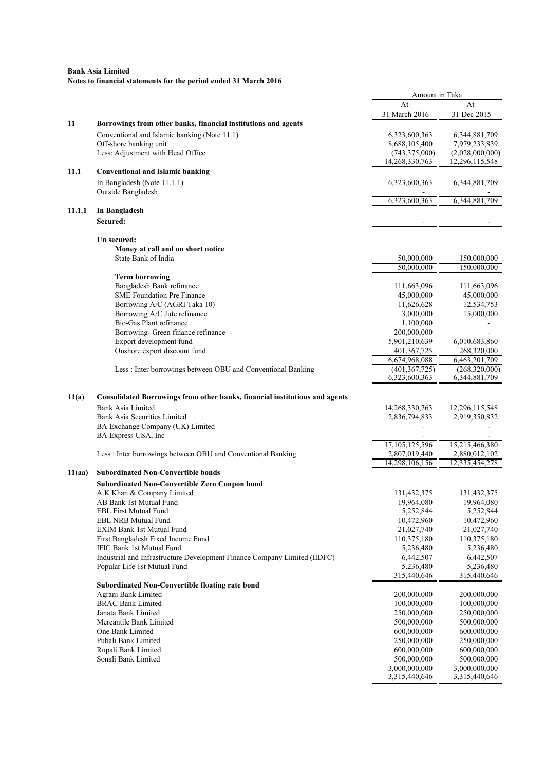**Bank Asia Limited**
**Notes to financial statements for the period ended 31 March 2016**

| | | Amount in Taka | |
|---|---|---|---|
| | | At 31 March 2016 | At 31 Dec 2015 |
| **11** | **Borrowings from other banks, financial institutions and agents** | | |
| | Conventional and Islamic banking (Note 11.1) | 6,323,600,363 | 6,344,881,709 |
| | Off-shore banking unit | 8,688,105,400 | 7,979,233,839 |
| | Less: Adjustment with Head Office | (743,375,000) | (2,028,000,000) |
| | | 14,268,330,763 | 12,296,115,548 |
| **11.1** | **Conventional and Islamic banking** | | |
| | In Bangladesh (Note 11.1.1) | 6,323,600,363 | 6,344,881,709 |
| | Outside Bangladesh | - | - |
| | | 6,323,600,363 | 6,344,881,709 |
| **11.1.1** | **In Bangladesh** | | |
| | **Secured:** | - | - |
| | **Un secured:** | | |
| | **Money at call and on short notice** | | |
| | State Bank of India | 50,000,000 | 150,000,000 |
| | | 50,000,000 | 150,000,000 |
| | **Term borrowing** | | |
| | Bangladesh Bank refinance | 111,663,096 | 111,663,096 |
| | SME Foundation Pre Finance | 45,000,000 | 45,000,000 |
| | Borrowing A/C (AGRI Taka 10) | 11,626,628 | 12,534,753 |
| | Borrowing A/C Jute refinance | 3,000,000 | 15,000,000 |
| | Bio-Gas Plant refinance | 1,100,000 | - |
| | Borrowing- Green finance refinance | 200,000,000 | - |
| | Export development fund | 5,901,210,639 | 6,010,683,860 |
| | Onshore export discount fund | 401,367,725 | 268,320,000 |
| | | 6,674,968,088 | 6,463,201,709 |
| | Less : Inter borrowings between OBU and Conventional Banking | (401,367,725) | (268,320,000) |
| | | 6,323,600,363 | 6,344,881,709 |
| **11(a)** | **Consolidated Borrowings from other banks, financial institutions and agents** | | |
| | Bank Asia Limited | 14,268,330,763 | 12,296,115,548 |
| | Bank Asia Securities Limited | 2,836,794,833 | 2,919,350,832 |
| | BA Exchange Company (UK) Limited | - | - |
| | BA Express USA, Inc | - | - |
| | | 17,105,125,596 | 15,215,466,380 |
| | Less : Inter borrowings between OBU and Conventional Banking | 2,807,019,440 | 2,880,012,102 |
| | | 14,298,106,156 | 12,335,454,278 |
| **11(aa)** | **Subordinated Non-Convertible bonds** | | |
| | **Subordinated Non-Convertible Zero Coupon bond** | | |
| | A.K Khan & Company Limited | 131,432,375 | 131,432,375 |
| | AB Bank 1st Mutual Fund | 19,964,080 | 19,964,080 |
| | EBL First Mutual Fund | 5,252,844 | 5,252,844 |
| | EBL NRB Mutual Fund | 10,472,960 | 10,472,960 |
| | EXIM Bank 1st Mutual Fund | 21,027,740 | 21,027,740 |
| | First Bangladesh Fixed Income Fund | 110,375,180 | 110,375,180 |
| | IFIC Bank 1st Mutual Fund | 5,236,480 | 5,236,480 |
| | Industrial and Infrastructure Development Finance Company Limited (IIDFC) | 6,442,507 | 6,442,507 |
| | Popular Life 1st Mutual Fund | 5,236,480 | 5,236,480 |
| | | 315,440,646 | 315,440,646 |
| | **Subordinated Non-Convertible floating rate bond** | | |
| | Agrani Bank Limited | 200,000,000 | 200,000,000 |
| | BRAC Bank Limited | 100,000,000 | 100,000,000 |
| | Janata Bank Limited | 250,000,000 | 250,000,000 |
| | Mercantile Bank Limited | 500,000,000 | 500,000,000 |
| | One Bank Limited | 600,000,000 | 600,000,000 |
| | Pubali Bank Limited | 250,000,000 | 250,000,000 |
| | Rupali Bank Limited | 600,000,000 | 600,000,000 |
| | Sonali Bank Limited | 500,000,000 | 500,000,000 |
| | | 3,000,000,000 | 3,000,000,000 |
| | | 3,315,440,646 | 3,315,440,646 |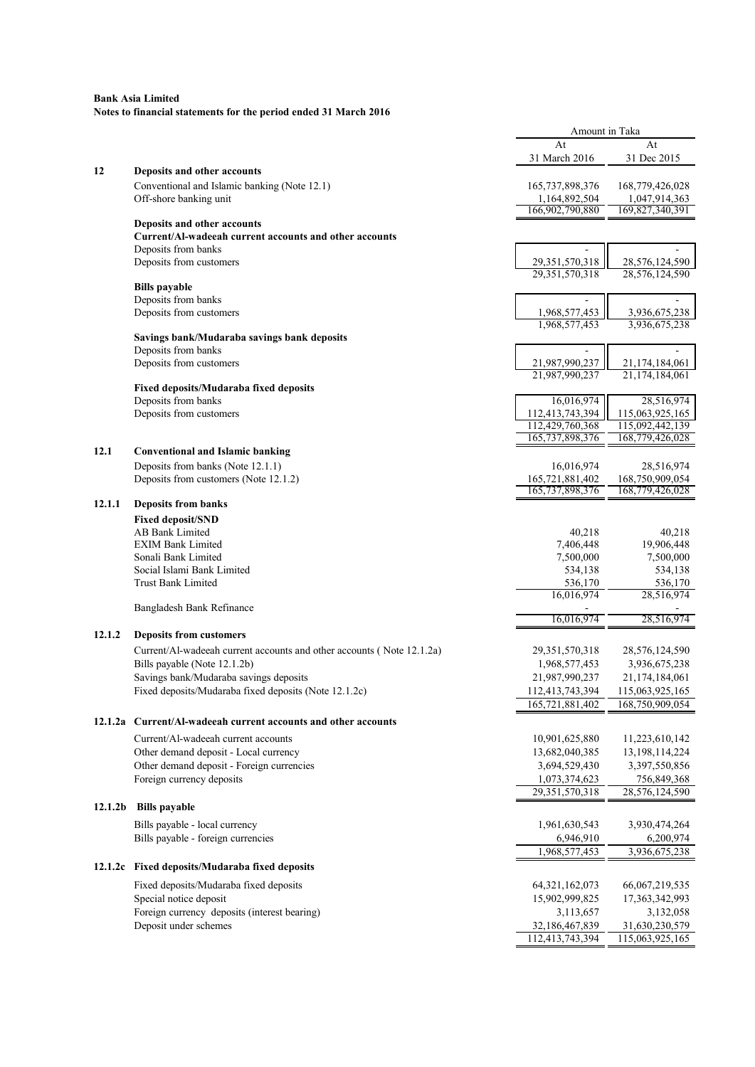**Bank Asia Limited**
**Notes to financial statements for the period ended 31 March 2016**

| | | Amount in Taka | |
|---|---|---|---|
| | | At 31 March 2016 | At 31 Dec 2015 |
| **12** | **Deposits and other accounts** | | |
| | Conventional and Islamic banking (Note 12.1) | 165,737,898,376 | 168,779,426,028 |
| | Off-shore banking unit | 1,164,892,504 | 1,047,914,363 |
| | | 166,902,790,880 | 169,827,340,391 |
| | **Deposits and other accounts** | | |
| | **Current/Al-wadeeah current accounts and other accounts** | | |
| | Deposits from banks | - | - |
| | Deposits from customers | 29,351,570,318 | 28,576,124,590 |
| | | 29,351,570,318 | 28,576,124,590 |
| | **Bills payable** | | |
| | Deposits from banks | - | - |
| | Deposits from customers | 1,968,577,453 | 3,936,675,238 |
| | | 1,968,577,453 | 3,936,675,238 |
| | **Savings bank/Mudaraba savings bank deposits** | | |
| | Deposits from banks | - | - |
| | Deposits from customers | 21,987,990,237 | 21,174,184,061 |
| | | 21,987,990,237 | 21,174,184,061 |
| | **Fixed deposits/Mudaraba fixed deposits** | | |
| | Deposits from banks | 16,016,974 | 28,516,974 |
| | Deposits from customers | 112,413,743,394 | 115,063,925,165 |
| | | 112,429,760,368 | 115,092,442,139 |
| | | 165,737,898,376 | 168,779,426,028 |
| **12.1** | **Conventional and Islamic banking** | | |
| | Deposits from banks (Note 12.1.1) | 16,016,974 | 28,516,974 |
| | Deposits from customers (Note 12.1.2) | 165,721,881,402 | 168,750,909,054 |
| | | 165,737,898,376 | 168,779,426,028 |
| **12.1.1** | **Deposits from banks** | | |
| | **Fixed deposit/SND** | | |
| | AB Bank Limited | 40,218 | 40,218 |
| | EXIM Bank Limited | 7,406,448 | 19,906,448 |
| | Sonali Bank Limited | 7,500,000 | 7,500,000 |
| | Social Islami Bank Limited | 534,138 | 534,138 |
| | Trust Bank Limited | 536,170 | 536,170 |
| | | 16,016,974 | 28,516,974 |
| | Bangladesh Bank Refinance | - | - |
| | | 16,016,974 | 28,516,974 |
| **12.1.2** | **Deposits from customers** | | |
| | Current/Al-wadeeah current accounts and other accounts ( Note 12.1.2a) | 29,351,570,318 | 28,576,124,590 |
| | Bills payable (Note 12.1.2b) | 1,968,577,453 | 3,936,675,238 |
| | Savings bank/Mudaraba savings deposits | 21,987,990,237 | 21,174,184,061 |
| | Fixed deposits/Mudaraba fixed deposits (Note 12.1.2c) | 112,413,743,394 | 115,063,925,165 |
| | | 165,721,881,402 | 168,750,909,054 |
| **12.1.2a** | **Current/Al-wadeeah current accounts and other accounts** | | |
| | Current/Al-wadeeah current accounts | 10,901,625,880 | 11,223,610,142 |
| | Other demand deposit - Local currency | 13,682,040,385 | 13,198,114,224 |
| | Other demand deposit - Foreign currencies | 3,694,529,430 | 3,397,550,856 |
| | Foreign currency deposits | 1,073,374,623 | 756,849,368 |
| | | 29,351,570,318 | 28,576,124,590 |
| **12.1.2b** | **Bills payable** | | |
| | Bills payable - local currency | 1,961,630,543 | 3,930,474,264 |
| | Bills payable - foreign currencies | 6,946,910 | 6,200,974 |
| | | 1,968,577,453 | 3,936,675,238 |
| **12.1.2c** | **Fixed deposits/Mudaraba fixed deposits** | | |
| | Fixed deposits/Mudaraba fixed deposits | 64,321,162,073 | 66,067,219,535 |
| | Special notice deposit | 15,902,999,825 | 17,363,342,993 |
| | Foreign currency deposits (interest bearing) | 3,113,657 | 3,132,058 |
| | Deposit under schemes | 32,186,467,839 | 31,630,230,579 |
| | | 112,413,743,394 | 115,063,925,165 |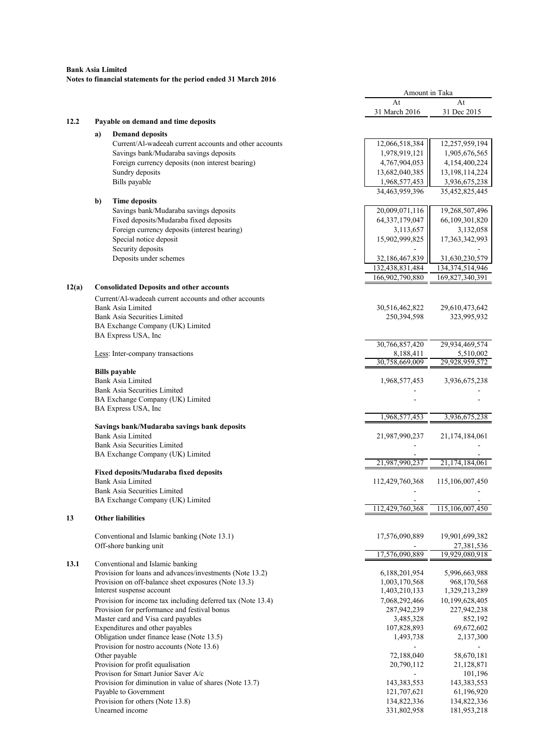**Bank Asia Limited**
**Notes to financial statements for the period ended 31 March 2016**

| | | | Amount in Taka | |
|---|---|---|---|---|
| | | | At 31 March 2016 | At 31 Dec 2015 |
| **12.2** | **Payable on demand and time deposits** | | | |
| | **a)** | **Demand deposits** | | |
| | | Current/Al-wadeeah current accounts and other accounts | 12,066,518,384 | 12,257,959,194 |
| | | Savings bank/Mudaraba savings deposits | 1,978,919,121 | 1,905,676,565 |
| | | Foreign currency deposits (non interest bearing) | 4,767,904,053 | 4,154,400,224 |
| | | Sundry deposits | 13,682,040,385 | 13,198,114,224 |
| | | Bills payable | 1,968,577,453 | 3,936,675,238 |
| | | | 34,463,959,396 | 35,452,825,445 |
| | **b)** | **Time deposits** | | |
| | | Savings bank/Mudaraba savings deposits | 20,009,071,116 | 19,268,507,496 |
| | | Fixed deposits/Mudaraba fixed deposits | 64,337,179,047 | 66,109,301,820 |
| | | Foreign currency deposits (interest bearing) | 3,113,657 | 3,132,058 |
| | | Special notice deposit | 15,902,999,825 | 17,363,342,993 |
| | | Security deposits | - | - |
| | | Deposits under schemes | 32,186,467,839 | 31,630,230,579 |
| | | | 132,438,831,484 | 134,374,514,946 |
| | | | 166,902,790,880 | 169,827,340,391 |
| **12(a)** | **Consolidated Deposits and other accounts** | | | |
| | Current/Al-wadeeah current accounts and other accounts | | | |
| | Bank Asia Limited | | 30,516,462,822 | 29,610,473,642 |
| | Bank Asia Securities Limited | | 250,394,598 | 323,995,932 |
| | BA Exchange Company (UK) Limited | | | |
| | BA Express USA, Inc | | | |
| | | | 30,766,857,420 | 29,934,469,574 |
| | Less: Inter-company transactions | | 8,188,411 | 5,510,002 |
| | | | 30,758,669,009 | 29,928,959,572 |
| | **Bills payable** | | | |
| | Bank Asia Limited | | 1,968,577,453 | 3,936,675,238 |
| | Bank Asia Securities Limited | | - | - |
| | BA Exchange Company (UK) Limited | | - | - |
| | BA Express USA, Inc | | | |
| | | | 1,968,577,453 | 3,936,675,238 |
| | **Savings bank/Mudaraba savings bank deposits** | | | |
| | Bank Asia Limited | | 21,987,990,237 | 21,174,184,061 |
| | Bank Asia Securities Limited | | - | - |
| | BA Exchange Company (UK) Limited | | - | - |
| | | | 21,987,990,237 | 21,174,184,061 |
| | **Fixed deposits/Mudaraba fixed deposits** | | | |
| | Bank Asia Limited | | 112,429,760,368 | 115,106,007,450 |
| | Bank Asia Securities Limited | | - | - |
| | BA Exchange Company (UK) Limited | | - | - |
| | | | 112,429,760,368 | 115,106,007,450 |
| **13** | **Other liabilities** | | | |
| | Conventional and Islamic banking (Note 13.1) | | 17,576,090,889 | 19,901,699,382 |
| | Off-shore banking unit | | - | 27,381,536 |
| | | | 17,576,090,889 | 19,929,080,918 |
| **13.1** | Conventional and Islamic banking | | | |
| | Provision for loans and advances/investments (Note 13.2) | | 6,188,201,954 | 5,996,663,988 |
| | Provision on off-balance sheet exposures (Note 13.3) | | 1,003,170,568 | 968,170,568 |
| | Interest suspense account | | 1,403,210,133 | 1,329,213,289 |
| | Provision for income tax including deferred tax (Note 13.4) | | 7,068,292,466 | 10,199,628,405 |
| | Provision for performance and festival bonus | | 287,942,239 | 227,942,238 |
| | Master card and Visa card payables | | 3,485,328 | 852,192 |
| | Expenditures and other payables | | 107,828,893 | 69,672,602 |
| | Obligation under finance lease (Note 13.5) | | 1,493,738 | 2,137,300 |
| | Provision for nostro accounts (Note 13.6) | | - | - |
| | Other payable | | 72,188,040 | 58,670,181 |
| | Provision for profit equalisation | | 20,790,112 | 21,128,871 |
| | Provison for Smart Junior Saver A/c | | - | 101,196 |
| | Provision for diminution in value of shares (Note 13.7) | | 143,383,553 | 143,383,553 |
| | Payable to Government | | 121,707,621 | 61,196,920 |
| | Provision for others (Note 13.8) | | 134,822,336 | 134,822,336 |
| | Unearned income | | 331,802,958 | 181,953,218 |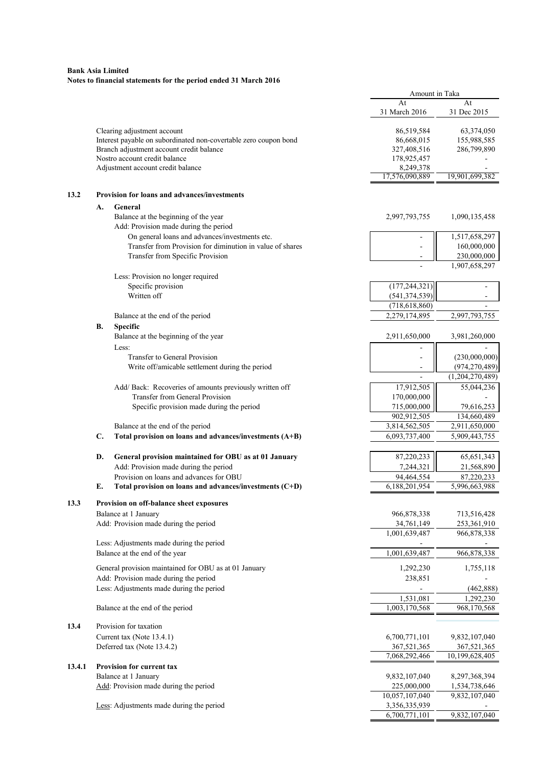**Bank Asia Limited**
**Notes to financial statements for the period ended 31 March 2016**

| | | Amount in Taka | |
|---|---|---|---|
| | | At 31 March 2016 | At 31 Dec 2015 |
| | Clearing adjustment account | 86,519,584 | 63,374,050 |
| | Interest payable on subordinated non-covertable zero coupon bond | 86,668,015 | 155,988,585 |
| | Branch adjustment account credit balance | 327,408,516 | 286,799,890 |
| | Nostro account credit balance | 178,925,457 | - |
| | Adjustment account credit balance | 8,249,378 | - |
| | | 17,576,090,889 | 19,901,699,382 |
| **13.2** | **Provision for loans and advances/investments** | | |
| **A.** | **General** | | |
| | Balance at the beginning of the year | 2,997,793,755 | 1,090,135,458 |
| | Add: Provision made during the period | | |
| | On general loans and advances/investments etc. | - | 1,517,658,297 |
| | Transfer from Provision for diminution in value of shares | - | 160,000,000 |
| | Transfer from Specific Provision | - | 230,000,000 |
| | | - | 1,907,658,297 |
| | Less: Provision no longer required | | |
| | Specific provision | (177,244,321) | - |
| | Written off | (541,374,539) | - |
| | | (718,618,860) | - |
| | Balance at the end of the period | 2,279,174,895 | 2,997,793,755 |
| **B.** | **Specific** | | |
| | Balance at the beginning of the year | 2,911,650,000 | 3,981,260,000 |
| | Less: | - | - |
| | Transfer to General Provision | - | (230,000,000) |
| | Write off/amicable settlement during the period | - | (974,270,489) |
| | | - | (1,204,270,489) |
| | Add/ Back: Recoveries of amounts previously written off | 17,912,505 | 55,044,236 |
| | Transfer from General Provision | 170,000,000 | - |
| | Specific provision made during the period | 715,000,000 | 79,616,253 |
| | | 902,912,505 | 134,660,489 |
| | Balance at the end of the period | 3,814,562,505 | 2,911,650,000 |
| **C.** | **Total provision on loans and advances/investments (A+B)** | 6,093,737,400 | 5,909,443,755 |
| **D.** | **General provision maintained for OBU as at 01 January** | 87,220,233 | 65,651,343 |
| | Add: Provision made during the period | 7,244,321 | 21,568,890 |
| | Provision on loans and advances for OBU | 94,464,554 | 87,220,233 |
| **E.** | **Total provision on loans and advances/investments (C+D)** | 6,188,201,954 | 5,996,663,988 |
| **13.3** | **Provision on off-balance sheet exposures** | | |
| | Balance at 1 January | 966,878,338 | 713,516,428 |
| | Add: Provision made during the period | 34,761,149 | 253,361,910 |
| | | 1,001,639,487 | 966,878,338 |
| | Less: Adjustments made during the period | - | - |
| | Balance at the end of the year | 1,001,639,487 | 966,878,338 |
| | General provision maintained for OBU as at 01 January | 1,292,230 | 1,755,118 |
| | Add: Provision made during the period | 238,851 | - |
| | Less: Adjustments made during the period | - | (462,888) |
| | | 1,531,081 | 1,292,230 |
| | Balance at the end of the period | 1,003,170,568 | 968,170,568 |
| **13.4** | Provision for taxation | | |
| | Current tax (Note 13.4.1) | 6,700,771,101 | 9,832,107,040 |
| | Deferred tax (Note 13.4.2) | 367,521,365 | 367,521,365 |
| | | 7,068,292,466 | 10,199,628,405 |
| **13.4.1** | **Provision for current tax** | | |
| | Balance at 1 January | 9,832,107,040 | 8,297,368,394 |
| | Add: Provision made during the period | 225,000,000 | 1,534,738,646 |
| | | 10,057,107,040 | 9,832,107,040 |
| | Less: Adjustments made during the period | 3,356,335,939 | - |
| | | 6,700,771,101 | 9,832,107,040 |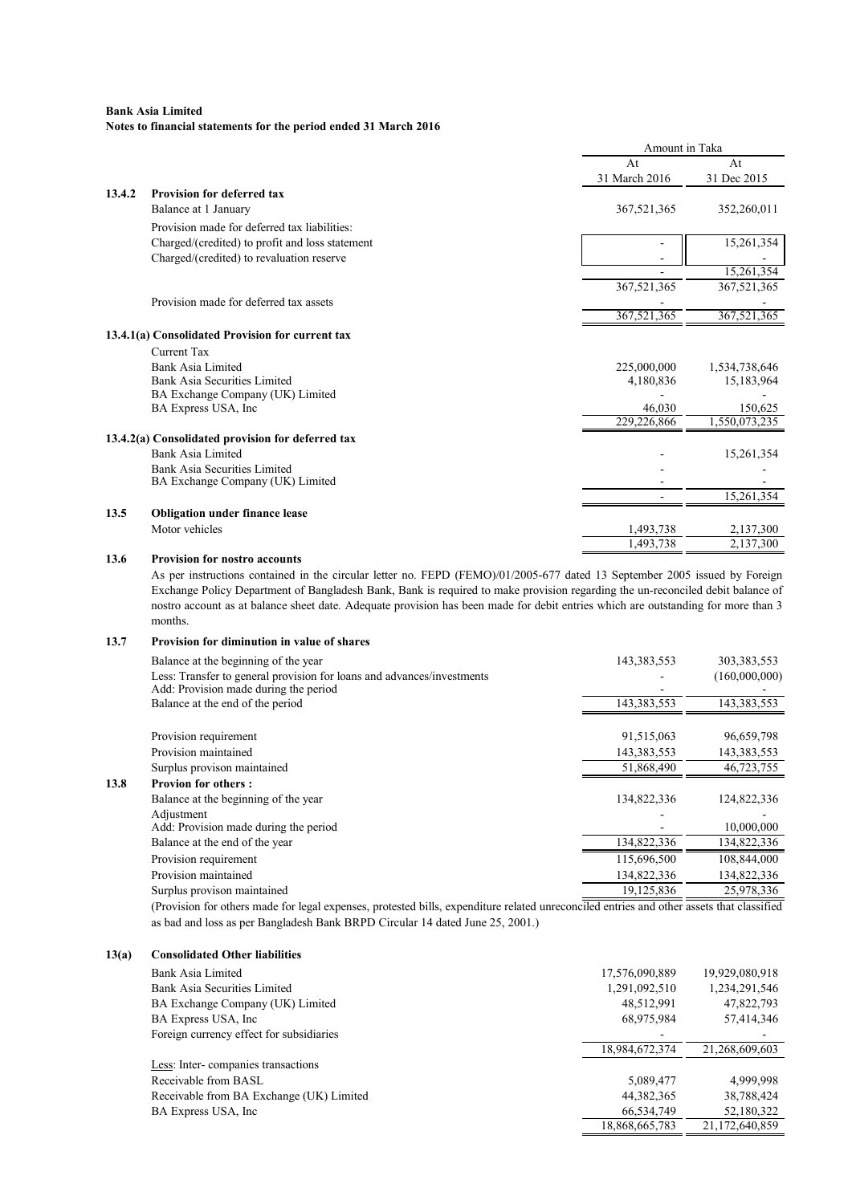**Bank Asia Limited**
**Notes to financial statements for the period ended 31 March 2016**

| | | Amount in Taka | |
|---|---|---|---|
| | | At 31 March 2016 | At 31 Dec 2015 |
| **13.4.2** | **Provision for deferred tax** | | |
| | Balance at 1 January | 367,521,365 | 352,260,011 |
| | Provision made for deferred tax liabilities: | | |
| | Charged/(credited) to profit and loss statement | - | 15,261,354 |
| | Charged/(credited) to revaluation reserve | - | - |
| | | - | 15,261,354 |
| | | 367,521,365 | 367,521,365 |
| | Provision made for deferred tax assets | - | - |
| | | 367,521,365 | 367,521,365 |
| **13.4.1(a)** | **Consolidated Provision for current tax** | | |
| | Current Tax | | |
| | Bank Asia Limited | 225,000,000 | 1,534,738,646 |
| | Bank Asia Securities Limited | 4,180,836 | 15,183,964 |
| | BA Exchange Company (UK) Limited | - | - |
| | BA Express USA, Inc | 46,030 | 150,625 |
| | | 229,226,866 | 1,550,073,235 |
| **13.4.2(a)** | **Consolidated provision for deferred tax** | | |
| | Bank Asia Limited | - | 15,261,354 |
| | Bank Asia Securities Limited | - | - |
| | BA Exchange Company (UK) Limited | - | - |
| | | - | 15,261,354 |
| **13.5** | **Obligation under finance lease** | | |
| | Motor vehicles | 1,493,738 | 2,137,300 |
| | | 1,493,738 | 2,137,300 |

**13.6 Provision for nostro accounts**

As per instructions contained in the circular letter no. FEPD (FEMO)/01/2005-677 dated 13 September 2005 issued by Foreign Exchange Policy Department of Bangladesh Bank, Bank is required to make provision regarding the un-reconciled debit balance of nostro account as at balance sheet date. Adequate provision has been made for debit entries which are outstanding for more than 3 months.

| | | At 31 March 2016 | At 31 Dec 2015 |
|---|---|---|---|
| **13.7** | **Provision for diminution in value of shares** | | |
| | Balance at the beginning of the year | 143,383,553 | 303,383,553 |
| | Less: Transfer to general provision for loans and advances/investments | - | (160,000,000) |
| | Add: Provision made during the period | - | - |
| | Balance at the end of the period | 143,383,553 | 143,383,553 |
| | Provision requirement | 91,515,063 | 96,659,798 |
| | Provision maintained | 143,383,553 | 143,383,553 |
| | Surplus provison maintained | 51,868,490 | 46,723,755 |
| **13.8** | **Provion for others :** | | |
| | Balance at the beginning of the year | 134,822,336 | 124,822,336 |
| | Adjustment | - | - |
| | Add: Provision made during the period | - | 10,000,000 |
| | Balance at the end of the year | 134,822,336 | 134,822,336 |
| | Provision requirement | 115,696,500 | 108,844,000 |
| | Provision maintained | 134,822,336 | 134,822,336 |
| | Surplus provison maintained | 19,125,836 | 25,978,336 |

(Provision for others made for legal expenses, protested bills, expenditure related unreconciled entries and other assets that classified as bad and loss as per Bangladesh Bank BRPD Circular 14 dated June 25, 2001.)

| | | At 31 March 2016 | At 31 Dec 2015 |
|---|---|---|---|
| **13(a)** | **Consolidated Other liabilities** | | |
| | Bank Asia Limited | 17,576,090,889 | 19,929,080,918 |
| | Bank Asia Securities Limited | 1,291,092,510 | 1,234,291,546 |
| | BA Exchange Company (UK) Limited | 48,512,991 | 47,822,793 |
| | BA Express USA, Inc | 68,975,984 | 57,414,346 |
| | Foreign currency effect for subsidiaries | - | - |
| | | 18,984,672,374 | 21,268,609,603 |
| | Less: Inter- companies transactions | | |
| | Receivable from BASL | 5,089,477 | 4,999,998 |
| | Receivable from BA Exchange (UK) Limited | 44,382,365 | 38,788,424 |
| | BA Express USA, Inc | 66,534,749 | 52,180,322 |
| | | 18,868,665,783 | 21,172,640,859 |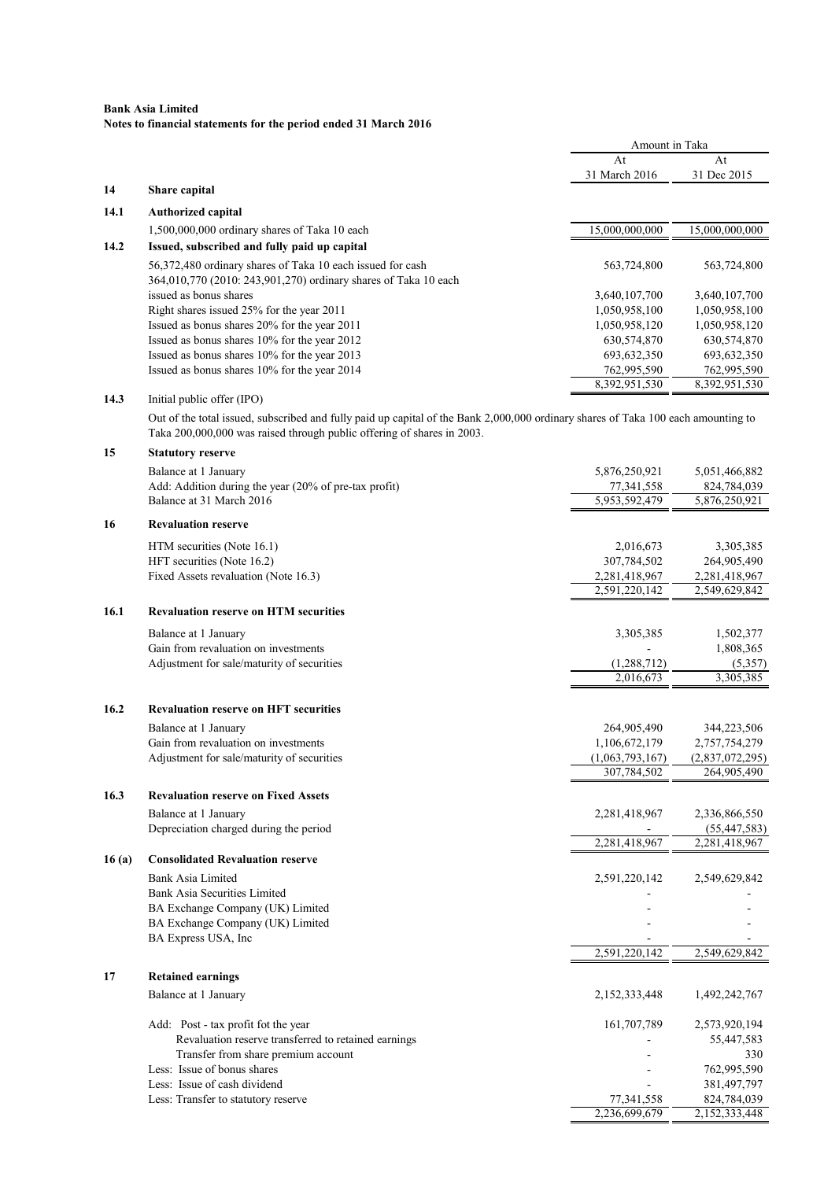**Bank Asia Limited**
**Notes to financial statements for the period ended 31 March 2016**

| | | Amount in Taka | |
|---|---|---|---|
| | | At 31 March 2016 | At 31 Dec 2015 |
| **14** | **Share capital** | | |
| **14.1** | **Authorized capital** | | |
| | 1,500,000,000 ordinary shares of Taka 10 each | 15,000,000,000 | 15,000,000,000 |
| **14.2** | **Issued, subscribed and fully paid up capital** | | |
| | 56,372,480 ordinary shares of Taka 10 each issued for cash | 563,724,800 | 563,724,800 |
| | 364,010,770 (2010: 243,901,270) ordinary shares of Taka 10 each issued as bonus shares | 3,640,107,700 | 3,640,107,700 |
| | Right shares issued 25% for the year 2011 | 1,050,958,100 | 1,050,958,100 |
| | Issued as bonus shares 20% for the year 2011 | 1,050,958,120 | 1,050,958,120 |
| | Issued as bonus shares 10% for the year 2012 | 630,574,870 | 630,574,870 |
| | Issued as bonus shares 10% for the year 2013 | 693,632,350 | 693,632,350 |
| | Issued as bonus shares 10% for the year 2014 | 762,995,590 | 762,995,590 |
| | | 8,392,951,530 | 8,392,951,530 |

**14.3** Initial public offer (IPO)

Out of the total issued, subscribed and fully paid up capital of the Bank 2,000,000 ordinary shares of Taka 100 each amounting to Taka 200,000,000 was raised through public offering of shares in 2003.

| | | At 31 March 2016 | At 31 Dec 2015 |
|---|---|---|---|
| **15** | **Statutory reserve** | | |
| | Balance at 1 January | 5,876,250,921 | 5,051,466,882 |
| | Add: Addition during the year (20% of pre-tax profit) | 77,341,558 | 824,784,039 |
| | Balance at 31 March 2016 | 5,953,592,479 | 5,876,250,921 |
| **16** | **Revaluation reserve** | | |
| | HTM securities (Note 16.1) | 2,016,673 | 3,305,385 |
| | HFT securities (Note 16.2) | 307,784,502 | 264,905,490 |
| | Fixed Assets revaluation (Note 16.3) | 2,281,418,967 | 2,281,418,967 |
| | | 2,591,220,142 | 2,549,629,842 |
| **16.1** | **Revaluation reserve on HTM securities** | | |
| | Balance at 1 January | 3,305,385 | 1,502,377 |
| | Gain from revaluation on investments | - | 1,808,365 |
| | Adjustment for sale/maturity of securities | (1,288,712) | (5,357) |
| | | 2,016,673 | 3,305,385 |
| **16.2** | **Revaluation reserve on HFT securities** | | |
| | Balance at 1 January | 264,905,490 | 344,223,506 |
| | Gain from revaluation on investments | 1,106,672,179 | 2,757,754,279 |
| | Adjustment for sale/maturity of securities | (1,063,793,167) | (2,837,072,295) |
| | | 307,784,502 | 264,905,490 |
| **16.3** | **Revaluation reserve on Fixed Assets** | | |
| | Balance at 1 January | 2,281,418,967 | 2,336,866,550 |
| | Depreciation charged during the period | - | (55,447,583) |
| | | 2,281,418,967 | 2,281,418,967 |
| **16 (a)** | **Consolidated Revaluation reserve** | | |
| | Bank Asia Limited | 2,591,220,142 | 2,549,629,842 |
| | Bank Asia Securities Limited | - | - |
| | BA Exchange Company (UK) Limited | - | - |
| | BA Exchange Company (UK) Limited | - | - |
| | BA Express USA, Inc | - | - |
| | | 2,591,220,142 | 2,549,629,842 |
| **17** | **Retained earnings** | | |
| | Balance at 1 January | 2,152,333,448 | 1,492,242,767 |
| | Add: Post - tax profit fot the year | 161,707,789 | 2,573,920,194 |
| | Revaluation reserve transferred to retained earnings | - | 55,447,583 |
| | Transfer from share premium account | - | 330 |
| | Less: Issue of bonus shares | - | 762,995,590 |
| | Less: Issue of cash dividend | - | 381,497,797 |
| | Less: Transfer to statutory reserve | 77,341,558 | 824,784,039 |
| | | 2,236,699,679 | 2,152,333,448 |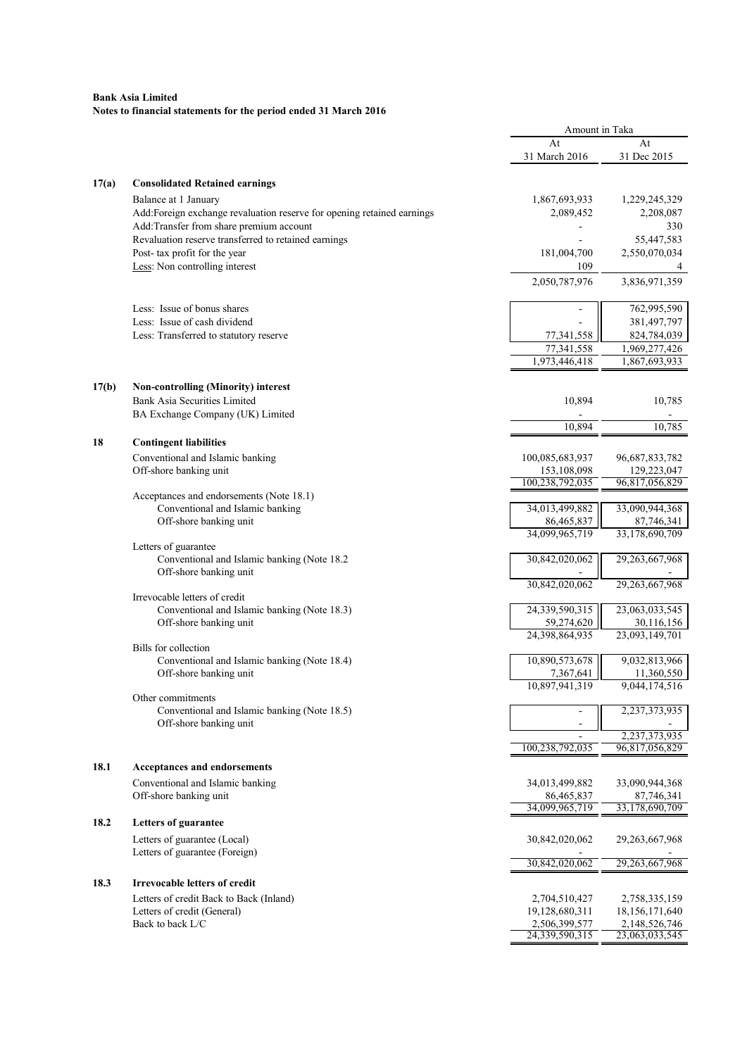**Bank Asia Limited**
**Notes to financial statements for the period ended 31 March 2016**

| | | Amount in Taka | |
|---|---|---|---|
| | | At 31 March 2016 | At 31 Dec 2015 |
| **17(a)** | **Consolidated Retained earnings** | | |
| | Balance at 1 January | 1,867,693,933 | 1,229,245,329 |
| | Add:Foreign exchange revaluation reserve for opening retained earnings | 2,089,452 | 2,208,087 |
| | Add:Transfer from share premium account | - | 330 |
| | Revaluation reserve transferred to retained earnings | - | 55,447,583 |
| | Post- tax profit for the year | 181,004,700 | 2,550,070,034 |
| | Less: Non controlling interest | 109 | 4 |
| | | 2,050,787,976 | 3,836,971,359 |
| | Less: Issue of bonus shares | - | 762,995,590 |
| | Less: Issue of cash dividend | - | 381,497,797 |
| | Less: Transferred to statutory reserve | 77,341,558 | 824,784,039 |
| | | 77,341,558 | 1,969,277,426 |
| | | 1,973,446,418 | 1,867,693,933 |
| **17(b)** | **Non-controlling (Minority) interest** | | |
| | Bank Asia Securities Limited | 10,894 | 10,785 |
| | BA Exchange Company (UK) Limited | - | - |
| | | 10,894 | 10,785 |
| **18** | **Contingent liabilities** | | |
| | Conventional and Islamic banking | 100,085,683,937 | 96,687,833,782 |
| | Off-shore banking unit | 153,108,098 | 129,223,047 |
| | | 100,238,792,035 | 96,817,056,829 |
| | Acceptances and endorsements (Note 18.1) | | |
| | Conventional and Islamic banking | 34,013,499,882 | 33,090,944,368 |
| | Off-shore banking unit | 86,465,837 | 87,746,341 |
| | | 34,099,965,719 | 33,178,690,709 |
| | Letters of guarantee | | |
| | Conventional and Islamic banking (Note 18.2 | 30,842,020,062 | 29,263,667,968 |
| | Off-shore banking unit | - | - |
| | | 30,842,020,062 | 29,263,667,968 |
| | Irrevocable letters of credit | | |
| | Conventional and Islamic banking (Note 18.3) | 24,339,590,315 | 23,063,033,545 |
| | Off-shore banking unit | 59,274,620 | 30,116,156 |
| | | 24,398,864,935 | 23,093,149,701 |
| | Bills for collection | | |
| | Conventional and Islamic banking (Note 18.4) | 10,890,573,678 | 9,032,813,966 |
| | Off-shore banking unit | 7,367,641 | 11,360,550 |
| | | 10,897,941,319 | 9,044,174,516 |
| | Other commitments | | |
| | Conventional and Islamic banking (Note 18.5) | - | 2,237,373,935 |
| | Off-shore banking unit | - | - |
| | | - | 2,237,373,935 |
| | | 100,238,792,035 | 96,817,056,829 |
| **18.1** | **Acceptances and endorsements** | | |
| | Conventional and Islamic banking | 34,013,499,882 | 33,090,944,368 |
| | Off-shore banking unit | 86,465,837 | 87,746,341 |
| | | 34,099,965,719 | 33,178,690,709 |
| **18.2** | **Letters of guarantee** | | |
| | Letters of guarantee (Local) | 30,842,020,062 | 29,263,667,968 |
| | Letters of guarantee (Foreign) | - | - |
| | | 30,842,020,062 | 29,263,667,968 |
| **18.3** | **Irrevocable letters of credit** | | |
| | Letters of credit Back to Back (Inland) | 2,704,510,427 | 2,758,335,159 |
| | Letters of credit (General) | 19,128,680,311 | 18,156,171,640 |
| | Back to back L/C | 2,506,399,577 | 2,148,526,746 |
| | | 24,339,590,315 | 23,063,033,545 |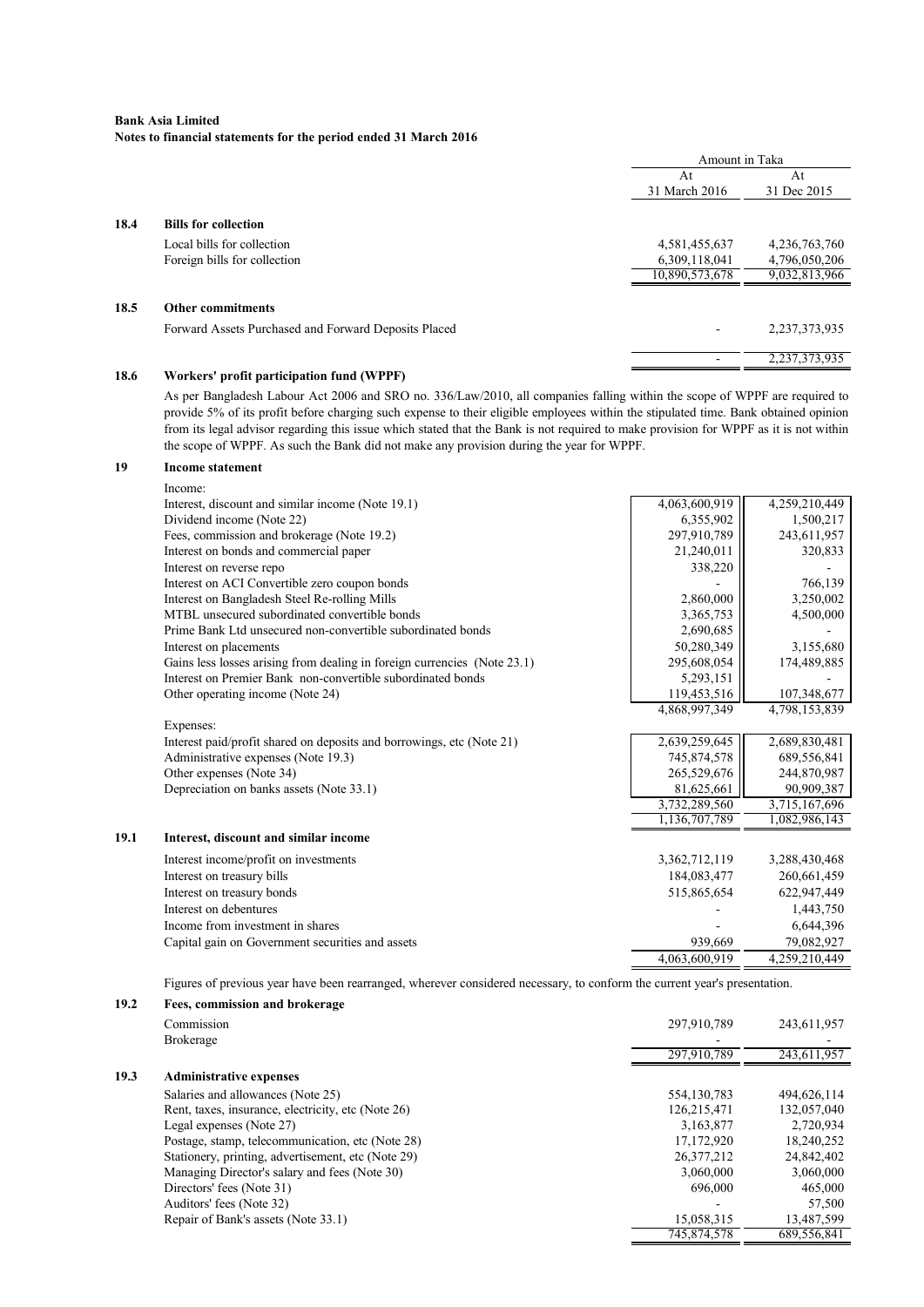**Bank Asia Limited**
**Notes to financial statements for the period ended 31 March 2016**

| | | Amount in Taka | |
|---|---|---|---|
| | | At 31 March 2016 | At 31 Dec 2015 |
| **18.4** | **Bills for collection** | | |
| | Local bills for collection | 4,581,455,637 | 4,236,763,760 |
| | Foreign bills for collection | 6,309,118,041 | 4,796,050,206 |
| | | 10,890,573,678 | 9,032,813,966 |
| **18.5** | **Other commitments** | | |
| | Forward Assets Purchased and Forward Deposits Placed | - | 2,237,373,935 |
| | | - | 2,237,373,935 |

### 18.6 Workers' profit participation fund (WPPF)

As per Bangladesh Labour Act 2006 and SRO no. 336/Law/2010, all companies falling within the scope of WPPF are required to provide 5% of its profit before charging such expense to their eligible employees within the stipulated time. Bank obtained opinion from its legal advisor regarding this issue which stated that the Bank is not required to make provision for WPPF as it is not within the scope of WPPF. As such the Bank did not make any provision during the year for WPPF.

### 19 Income statement

| | At 31 March 2016 | At 31 Dec 2015 |
|---|---|---|
| Income: | | |
| Interest, discount and similar income (Note 19.1) | 4,063,600,919 | 4,259,210,449 |
| Dividend income (Note 22) | 6,355,902 | 1,500,217 |
| Fees, commission and brokerage (Note 19.2) | 297,910,789 | 243,611,957 |
| Interest on bonds and commercial paper | 21,240,011 | 320,833 |
| Interest on reverse repo | 338,220 | - |
| Interest on ACI Convertible zero coupon bonds | - | 766,139 |
| Interest on Bangladesh Steel Re-rolling Mills | 2,860,000 | 3,250,002 |
| MTBL unsecured subordinated convertible bonds | 3,365,753 | 4,500,000 |
| Prime Bank Ltd unsecured non-convertible subordinated bonds | 2,690,685 | - |
| Interest on placements | 50,280,349 | 3,155,680 |
| Gains less losses arising from dealing in foreign currencies (Note 23.1) | 295,608,054 | 174,489,885 |
| Interest on Premier Bank non-convertible subordinated bonds | 5,293,151 | - |
| Other operating income (Note 24) | 119,453,516 | 107,348,677 |
| | 4,868,997,349 | 4,798,153,839 |
| Expenses: | | |
| Interest paid/profit shared on deposits and borrowings, etc (Note 21) | 2,639,259,645 | 2,689,830,481 |
| Administrative expenses (Note 19.3) | 745,874,578 | 689,556,841 |
| Other expenses (Note 34) | 265,529,676 | 244,870,987 |
| Depreciation on banks assets (Note 33.1) | 81,625,661 | 90,909,387 |
| | 3,732,289,560 | 3,715,167,696 |
| | 1,136,707,789 | 1,082,986,143 |

### 19.1 Interest, discount and similar income

| | At 31 March 2016 | At 31 Dec 2015 |
|---|---|---|
| Interest income/profit on investments | 3,362,712,119 | 3,288,430,468 |
| Interest on treasury bills | 184,083,477 | 260,661,459 |
| Interest on treasury bonds | 515,865,654 | 622,947,449 |
| Interest on debentures | - | 1,443,750 |
| Income from investment in shares | - | 6,644,396 |
| Capital gain on Government securities and assets | 939,669 | 79,082,927 |
| | 4,063,600,919 | 4,259,210,449 |

Figures of previous year have been rearranged, wherever considered necessary, to conform the current year's presentation.

### 19.2 Fees, commission and brokerage

| | At 31 March 2016 | At 31 Dec 2015 |
|---|---|---|
| Commission | 297,910,789 | 243,611,957 |
| Brokerage | - | - |
| | 297,910,789 | 243,611,957 |

### 19.3 Administrative expenses

| | At 31 March 2016 | At 31 Dec 2015 |
|---|---|---|
| Salaries and allowances (Note 25) | 554,130,783 | 494,626,114 |
| Rent, taxes, insurance, electricity, etc (Note 26) | 126,215,471 | 132,057,040 |
| Legal expenses (Note 27) | 3,163,877 | 2,720,934 |
| Postage, stamp, telecommunication, etc (Note 28) | 17,172,920 | 18,240,252 |
| Stationery, printing, advertisement, etc (Note 29) | 26,377,212 | 24,842,402 |
| Managing Director's salary and fees (Note 30) | 3,060,000 | 3,060,000 |
| Directors' fees (Note 31) | 696,000 | 465,000 |
| Auditors' fees (Note 32) | - | 57,500 |
| Repair of Bank's assets (Note 33.1) | 15,058,315 | 13,487,599 |
| | 745,874,578 | 689,556,841 |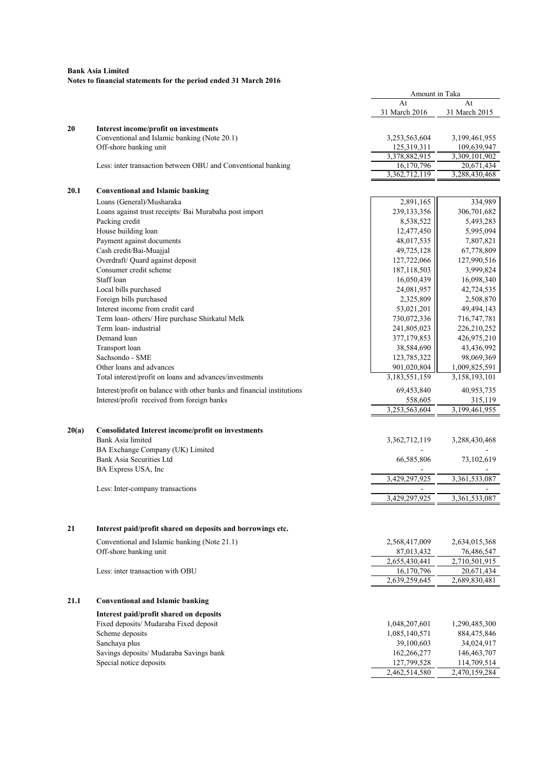**Bank Asia Limited**
**Notes to financial statements for the period ended 31 March 2016**

| | | Amount in Taka | |
|---|---|---|---|
| | | At 31 March 2016 | At 31 March 2015 |
| **20** | **Interest income/profit on investments** | | |
| | Conventional and Islamic banking (Note 20.1) | 3,253,563,604 | 3,199,461,955 |
| | Off-shore banking unit | 125,319,311 | 109,639,947 |
| | | 3,378,882,915 | 3,309,101,902 |
| | Less: inter transaction between OBU and Conventional banking | 16,170,796 | 20,671,434 |
| | | 3,362,712,119 | 3,288,430,468 |
| **20.1** | **Conventional and Islamic banking** | | |
| | Loans (General)/Musharaka | 2,891,165 | 334,989 |
| | Loans against trust receipts/ Bai Murabaha post import | 239,133,356 | 306,701,682 |
| | Packing credit | 8,538,522 | 5,493,283 |
| | House building loan | 12,477,450 | 5,995,094 |
| | Payment against documents | 48,017,535 | 7,807,821 |
| | Cash credit/Bai-Muajjal | 49,725,128 | 67,778,809 |
| | Overdraft/ Quard against deposit | 127,722,066 | 127,990,516 |
| | Consumer credit scheme | 187,118,503 | 3,999,824 |
| | Staff loan | 16,050,439 | 16,098,340 |
| | Local bills purchased | 24,081,957 | 42,724,535 |
| | Foreign bills purchased | 2,325,809 | 2,508,870 |
| | Interest income from credit card | 53,021,201 | 49,494,143 |
| | Term loan- others/ Hire purchase Shirkatul Melk | 730,072,336 | 716,747,781 |
| | Term loan- industrial | 241,805,023 | 226,210,252 |
| | Demand loan | 377,179,853 | 426,975,210 |
| | Transport loan | 38,584,690 | 43,436,992 |
| | Sachsondo - SME | 123,785,322 | 98,069,369 |
| | Other loans and advances | 901,020,804 | 1,009,825,591 |
| | Total interest/profit on loans and advances/investments | 3,183,551,159 | 3,158,193,101 |
| | Interest/profit on balance with other banks and financial institutions | 69,453,840 | 40,953,735 |
| | Interest/profit received from foreign banks | 558,605 | 315,119 |
| | | 3,253,563,604 | 3,199,461,955 |
| **20(a)** | **Consolidated Interest income/profit on investments** | | |
| | Bank Asia limited | 3,362,712,119 | 3,288,430,468 |
| | BA Exchange Company (UK) Limited | - | - |
| | Bank Asia Securities Ltd | 66,585,806 | 73,102,619 |
| | BA Express USA, Inc | - | - |
| | | 3,429,297,925 | 3,361,533,087 |
| | Less: Inter-company transactions | - | - |
| | | 3,429,297,925 | 3,361,533,087 |
| **21** | **Interest paid/profit shared on deposits and borrowings etc.** | | |
| | Conventional and Islamic banking (Note 21.1) | 2,568,417,009 | 2,634,015,368 |
| | Off-shore banking unit | 87,013,432 | 76,486,547 |
| | | 2,655,430,441 | 2,710,501,915 |
| | Less: inter transaction with OBU | 16,170,796 | 20,671,434 |
| | | 2,639,259,645 | 2,689,830,481 |
| **21.1** | **Conventional and Islamic banking** | | |
| | **Interest paid/profit shared on deposits** | | |
| | Fixed deposits/ Mudaraba Fixed deposit | 1,048,207,601 | 1,290,485,300 |
| | Scheme deposits | 1,085,140,571 | 884,475,846 |
| | Sanchaya plus | 39,100,603 | 34,024,917 |
| | Savings deposits/ Mudaraba Savings bank | 162,266,277 | 146,463,707 |
| | Special notice deposits | 127,799,528 | 114,709,514 |
| | | 2,462,514,580 | 2,470,159,284 |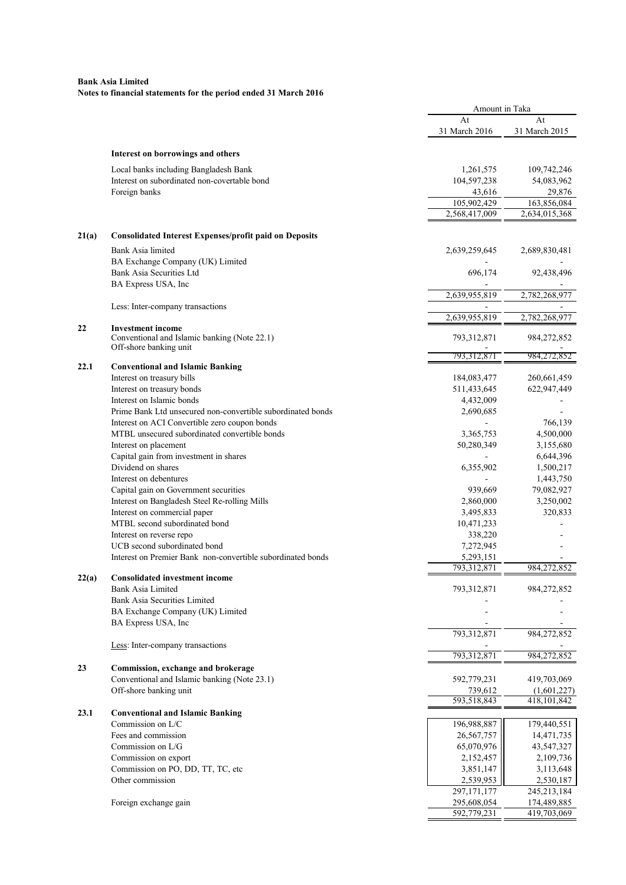**Bank Asia Limited**
**Notes to financial statements for the period ended 31 March 2016**

| | | Amount in Taka | |
|---|---|---|---|
| | | At 31 March 2016 | At 31 March 2015 |
| | **Interest on borrowings and others** | | |
| | Local banks including Bangladesh Bank | 1,261,575 | 109,742,246 |
| | Interest on subordinated non-covertable bond | 104,597,238 | 54,083,962 |
| | Foreign banks | 43,616 | 29,876 |
| | | 105,902,429 | 163,856,084 |
| | | 2,568,417,009 | 2,634,015,368 |
| **21(a)** | **Consolidated Interest Expenses/profit paid on Deposits** | | |
| | Bank Asia limited | 2,639,259,645 | 2,689,830,481 |
| | BA Exchange Company (UK) Limited | - | - |
| | Bank Asia Securities Ltd | 696,174 | 92,438,496 |
| | BA Express USA, Inc | - | - |
| | | 2,639,955,819 | 2,782,268,977 |
| | Less: Inter-company transactions | - | - |
| | | 2,639,955,819 | 2,782,268,977 |
| **22** | **Investment income** | | |
| | Conventional and Islamic banking (Note 22.1) | 793,312,871 | 984,272,852 |
| | Off-shore banking unit | - | - |
| | | 793,312,871 | 984,272,852 |
| **22.1** | **Conventional and Islamic Banking** | | |
| | Interest on treasury bills | 184,083,477 | 260,661,459 |
| | Interest on treasury bonds | 511,433,645 | 622,947,449 |
| | Interest on Islamic bonds | 4,432,009 | - |
| | Prime Bank Ltd unsecured non-convertible subordinated bonds | 2,690,685 | - |
| | Interest on ACI Convertible zero coupon bonds | - | 766,139 |
| | MTBL unsecured subordinated convertible bonds | 3,365,753 | 4,500,000 |
| | Interest on placement | 50,280,349 | 3,155,680 |
| | Capital gain from investment in shares | - | 6,644,396 |
| | Dividend on shares | 6,355,902 | 1,500,217 |
| | Interest on debentures | - | 1,443,750 |
| | Capital gain on Government securities | 939,669 | 79,082,927 |
| | Interest on Bangladesh Steel Re-rolling Mills | 2,860,000 | 3,250,002 |
| | Interest on commercial paper | 3,495,833 | 320,833 |
| | MTBL second subordinated bond | 10,471,233 | - |
| | Interest on reverse repo | 338,220 | - |
| | UCB second subordinated bond | 7,272,945 | - |
| | Interest on Premier Bank non-convertible subordinated bonds | 5,293,151 | - |
| | | 793,312,871 | 984,272,852 |
| **22(a)** | **Consolidated investment income** | | |
| | Bank Asia Limited | 793,312,871 | 984,272,852 |
| | Bank Asia Securities Limited | - | - |
| | BA Exchange Company (UK) Limited | - | - |
| | BA Express USA, Inc | - | - |
| | | 793,312,871 | 984,272,852 |
| | Less: Inter-company transactions | - | - |
| | | 793,312,871 | 984,272,852 |
| **23** | **Commission, exchange and brokerage** | | |
| | Conventional and Islamic banking (Note 23.1) | 592,779,231 | 419,703,069 |
| | Off-shore banking unit | 739,612 | (1,601,227) |
| | | 593,518,843 | 418,101,842 |
| **23.1** | **Conventional and Islamic Banking** | | |
| | Commission on L/C | 196,988,887 | 179,440,551 |
| | Fees and commission | 26,567,757 | 14,471,735 |
| | Commission on L/G | 65,070,976 | 43,547,327 |
| | Commission on export | 2,152,457 | 2,109,736 |
| | Commission on PO, DD, TT, TC, etc | 3,851,147 | 3,113,648 |
| | Other commission | 2,539,953 | 2,530,187 |
| | | 297,171,177 | 245,213,184 |
| | Foreign exchange gain | 295,608,054 | 174,489,885 |
| | | 592,779,231 | 419,703,069 |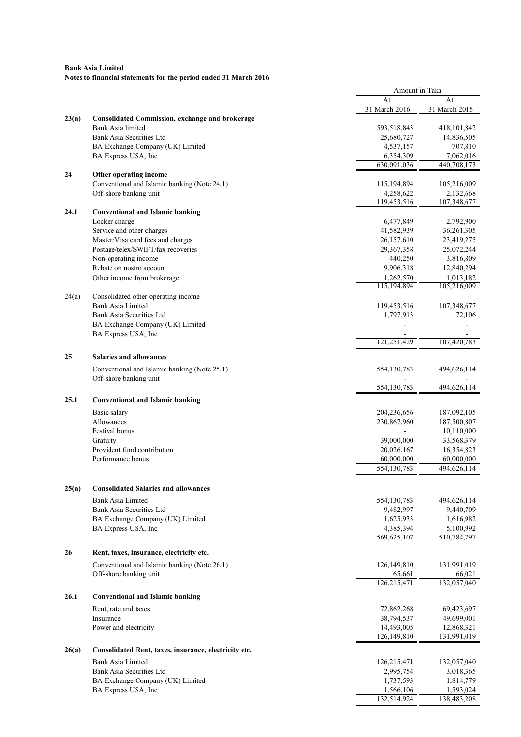**Bank Asia Limited**
**Notes to financial statements for the period ended 31 March 2016**

| | | Amount in Taka | |
|---|---|---|---|
| | | At 31 March 2016 | At 31 March 2015 |
| **23(a)** | **Consolidated Commission, exchange and brokerage** | | |
| | Bank Asia limited | 593,518,843 | 418,101,842 |
| | Bank Asia Securities Ltd | 25,680,727 | 14,836,505 |
| | BA Exchange Company (UK) Limited | 4,537,157 | 707,810 |
| | BA Express USA, Inc | 6,354,309 | 7,062,016 |
| | | 630,091,036 | 440,708,173 |
| **24** | **Other operating income** | | |
| | Conventional and Islamic banking (Note 24.1) | 115,194,894 | 105,216,009 |
| | Off-shore banking unit | 4,258,622 | 2,132,668 |
| | | 119,453,516 | 107,348,677 |
| **24.1** | **Conventional and Islamic banking** | | |
| | Locker charge | 6,477,849 | 2,792,900 |
| | Service and other charges | 41,582,939 | 36,261,305 |
| | Master/Visa card fees and charges | 26,157,610 | 23,419,275 |
| | Postage/telex/SWIFT/fax recoveries | 29,367,358 | 25,072,244 |
| | Non-operating income | 440,250 | 3,816,809 |
| | Rebate on nostro account | 9,906,318 | 12,840,294 |
| | Other income from brokerage | 1,262,570 | 1,013,182 |
| | | 115,194,894 | 105,216,009 |
| 24(a) | Consolidated other operating income | | |
| | Bank Asia Limited | 119,453,516 | 107,348,677 |
| | Bank Asia Securities Ltd | 1,797,913 | 72,106 |
| | BA Exchange Company (UK) Limited | - | - |
| | BA Express USA, Inc | - | - |
| | | 121,251,429 | 107,420,783 |
| **25** | **Salaries and allowances** | | |
| | Conventional and Islamic banking (Note 25.1) | 554,130,783 | 494,626,114 |
| | Off-shore banking unit | - | - |
| | | 554,130,783 | 494,626,114 |
| **25.1** | **Conventional and Islamic banking** | | |
| | Basic salary | 204,236,656 | 187,092,105 |
| | Allowances | 230,867,960 | 187,500,807 |
| | Festival bonus | - | 10,110,000 |
| | Gratuity | 39,000,000 | 33,568,379 |
| | Provident fund contribution | 20,026,167 | 16,354,823 |
| | Performance bonus | 60,000,000 | 60,000,000 |
| | | 554,130,783 | 494,626,114 |
| **25(a)** | **Consolidated Salaries and allowances** | | |
| | Bank Asia Limited | 554,130,783 | 494,626,114 |
| | Bank Asia Securities Ltd | 9,482,997 | 9,440,709 |
| | BA Exchange Company (UK) Limited | 1,625,933 | 1,616,982 |
| | BA Express USA, Inc | 4,385,394 | 5,100,992 |
| | | 569,625,107 | 510,784,797 |
| **26** | **Rent, taxes, insurance, electricity etc.** | | |
| | Conventional and Islamic banking (Note 26.1) | 126,149,810 | 131,991,019 |
| | Off-shore banking unit | 65,661 | 66,021 |
| | | 126,215,471 | 132,057,040 |
| **26.1** | **Conventional and Islamic banking** | | |
| | Rent, rate and taxes | 72,862,268 | 69,423,697 |
| | Insurance | 38,794,537 | 49,699,001 |
| | Power and electricity | 14,493,005 | 12,868,321 |
| | | 126,149,810 | 131,991,019 |
| **26(a)** | **Consolidated Rent, taxes, insurance, electricity etc.** | | |
| | Bank Asia Limited | 126,215,471 | 132,057,040 |
| | Bank Asia Securities Ltd | 2,995,754 | 3,018,365 |
| | BA Exchange Company (UK) Limited | 1,737,593 | 1,814,779 |
| | BA Express USA, Inc | 1,566,106 | 1,593,024 |
| | | 132,514,924 | 138,483,208 |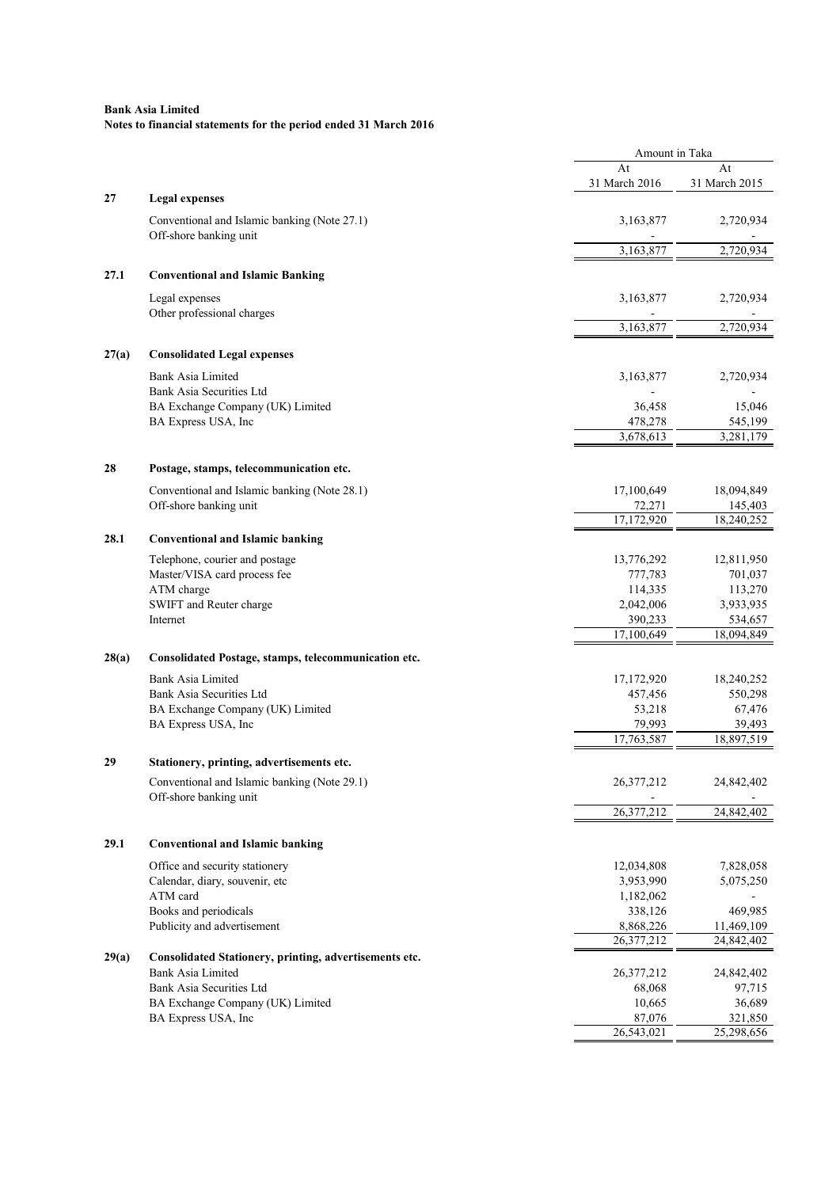**Bank Asia Limited**
**Notes to financial statements for the period ended 31 March 2016**

| | | Amount in Taka | |
|---|---|---|---|
| | | At 31 March 2016 | At 31 March 2015 |
| **27** | **Legal expenses** | | |
| | Conventional and Islamic banking (Note 27.1) | 3,163,877 | 2,720,934 |
| | Off-shore banking unit | - | - |
| | | 3,163,877 | 2,720,934 |
| **27.1** | **Conventional and Islamic Banking** | | |
| | Legal expenses | 3,163,877 | 2,720,934 |
| | Other professional charges | - | - |
| | | 3,163,877 | 2,720,934 |
| **27(a)** | **Consolidated Legal expenses** | | |
| | Bank Asia Limited | 3,163,877 | 2,720,934 |
| | Bank Asia Securities Ltd | - | - |
| | BA Exchange Company (UK) Limited | 36,458 | 15,046 |
| | BA Express USA, Inc | 478,278 | 545,199 |
| | | 3,678,613 | 3,281,179 |
| **28** | **Postage, stamps, telecommunication etc.** | | |
| | Conventional and Islamic banking (Note 28.1) | 17,100,649 | 18,094,849 |
| | Off-shore banking unit | 72,271 | 145,403 |
| | | 17,172,920 | 18,240,252 |
| **28.1** | **Conventional and Islamic banking** | | |
| | Telephone, courier and postage | 13,776,292 | 12,811,950 |
| | Master/VISA card process fee | 777,783 | 701,037 |
| | ATM charge | 114,335 | 113,270 |
| | SWIFT and Reuter charge | 2,042,006 | 3,933,935 |
| | Internet | 390,233 | 534,657 |
| | | 17,100,649 | 18,094,849 |
| **28(a)** | **Consolidated Postage, stamps, telecommunication etc.** | | |
| | Bank Asia Limited | 17,172,920 | 18,240,252 |
| | Bank Asia Securities Ltd | 457,456 | 550,298 |
| | BA Exchange Company (UK) Limited | 53,218 | 67,476 |
| | BA Express USA, Inc | 79,993 | 39,493 |
| | | 17,763,587 | 18,897,519 |
| **29** | **Stationery, printing, advertisements etc.** | | |
| | Conventional and Islamic banking (Note 29.1) | 26,377,212 | 24,842,402 |
| | Off-shore banking unit | - | - |
| | | 26,377,212 | 24,842,402 |
| **29.1** | **Conventional and Islamic banking** | | |
| | Office and security stationery | 12,034,808 | 7,828,058 |
| | Calendar, diary, souvenir, etc | 3,953,990 | 5,075,250 |
| | ATM card | 1,182,062 | - |
| | Books and periodicals | 338,126 | 469,985 |
| | Publicity and advertisement | 8,868,226 | 11,469,109 |
| | | 26,377,212 | 24,842,402 |
| **29(a)** | **Consolidated Stationery, printing, advertisements etc.** | | |
| | Bank Asia Limited | 26,377,212 | 24,842,402 |
| | Bank Asia Securities Ltd | 68,068 | 97,715 |
| | BA Exchange Company (UK) Limited | 10,665 | 36,689 |
| | BA Express USA, Inc | 87,076 | 321,850 |
| | | 26,543,021 | 25,298,656 |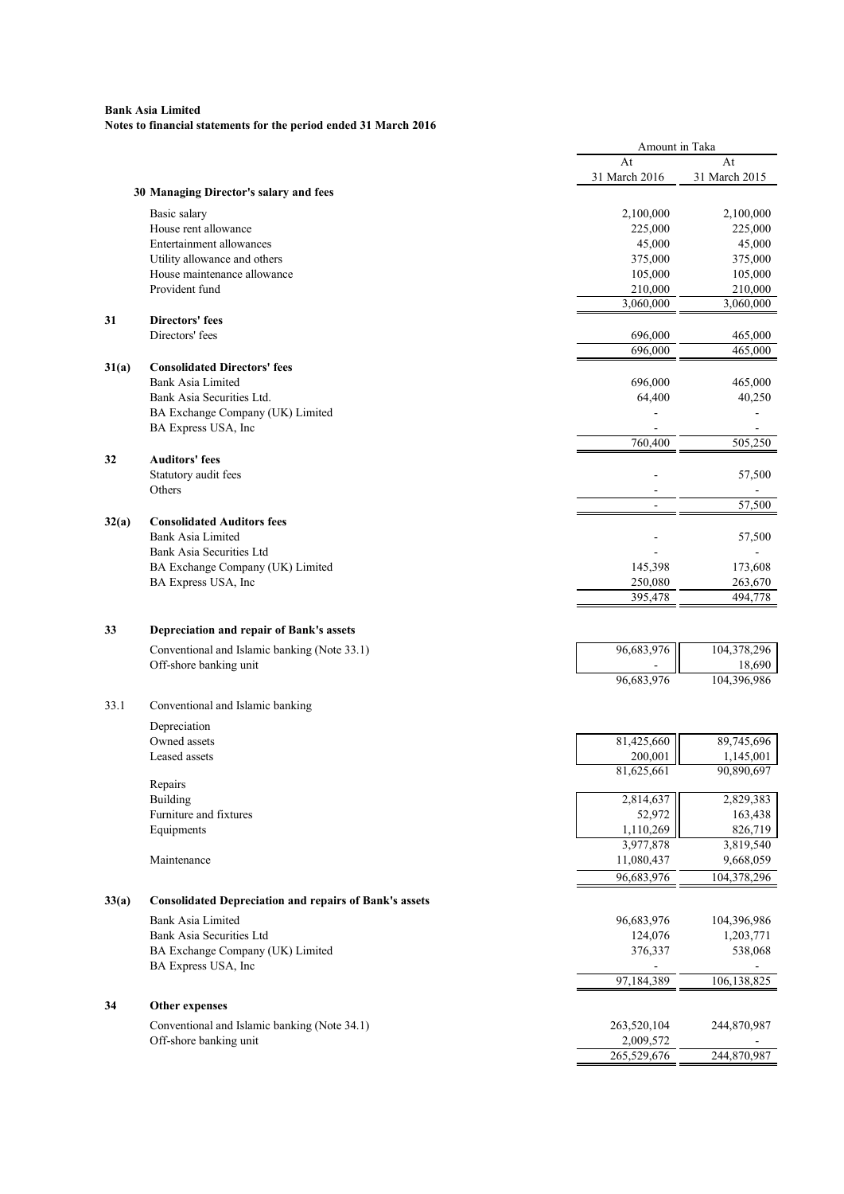**Bank Asia Limited**
**Notes to financial statements for the period ended 31 March 2016**

| | | Amount in Taka | |
|---|---|---|---|
| | | At 31 March 2016 | At 31 March 2015 |
| **30** | **Managing Director's salary and fees** | | |
| | Basic salary | 2,100,000 | 2,100,000 |
| | House rent allowance | 225,000 | 225,000 |
| | Entertainment allowances | 45,000 | 45,000 |
| | Utility allowance and others | 375,000 | 375,000 |
| | House maintenance allowance | 105,000 | 105,000 |
| | Provident fund | 210,000 | 210,000 |
| | | 3,060,000 | 3,060,000 |
| **31** | **Directors' fees** | | |
| | Directors' fees | 696,000 | 465,000 |
| | | 696,000 | 465,000 |
| **31(a)** | **Consolidated Directors' fees** | | |
| | Bank Asia Limited | 696,000 | 465,000 |
| | Bank Asia Securities Ltd. | 64,400 | 40,250 |
| | BA Exchange Company (UK) Limited | - | - |
| | BA Express USA, Inc | - | - |
| | | 760,400 | 505,250 |
| **32** | **Auditors' fees** | | |
| | Statutory audit fees | - | 57,500 |
| | Others | - | - |
| | | - | 57,500 |
| **32(a)** | **Consolidated Auditors fees** | | |
| | Bank Asia Limited | - | 57,500 |
| | Bank Asia Securities Ltd | - | - |
| | BA Exchange Company (UK) Limited | 145,398 | 173,608 |
| | BA Express USA, Inc | 250,080 | 263,670 |
| | | 395,478 | 494,778 |
| **33** | **Depreciation and repair of Bank's assets** | | |
| | Conventional and Islamic banking (Note 33.1) | 96,683,976 | 104,378,296 |
| | Off-shore banking unit | - | 18,690 |
| | | 96,683,976 | 104,396,986 |
| 33.1 | Conventional and Islamic banking | | |
| | Depreciation | | |
| | Owned assets | 81,425,660 | 89,745,696 |
| | Leased assets | 200,001 | 1,145,001 |
| | | 81,625,661 | 90,890,697 |
| | Repairs | | |
| | Building | 2,814,637 | 2,829,383 |
| | Furniture and fixtures | 52,972 | 163,438 |
| | Equipments | 1,110,269 | 826,719 |
| | | 3,977,878 | 3,819,540 |
| | Maintenance | 11,080,437 | 9,668,059 |
| | | 96,683,976 | 104,378,296 |
| **33(a)** | **Consolidated Depreciation and repairs of Bank's assets** | | |
| | Bank Asia Limited | 96,683,976 | 104,396,986 |
| | Bank Asia Securities Ltd | 124,076 | 1,203,771 |
| | BA Exchange Company (UK) Limited | 376,337 | 538,068 |
| | BA Express USA, Inc | - | - |
| | | 97,184,389 | 106,138,825 |
| **34** | **Other expenses** | | |
| | Conventional and Islamic banking (Note 34.1) | 263,520,104 | 244,870,987 |
| | Off-shore banking unit | 2,009,572 | - |
| | | 265,529,676 | 244,870,987 |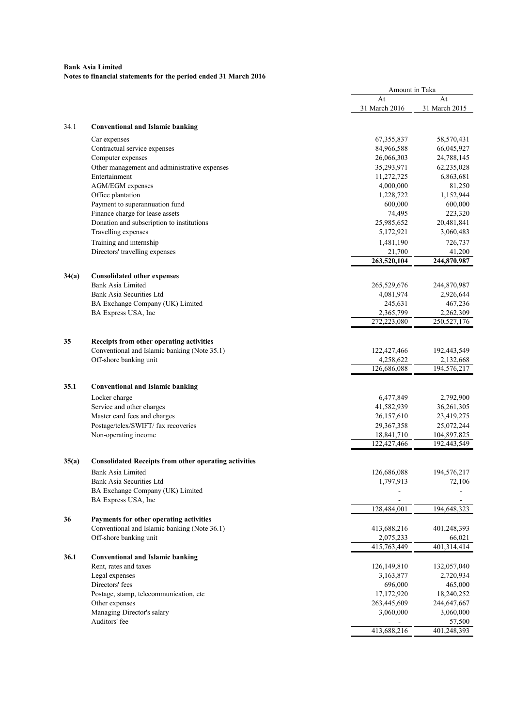**Bank Asia Limited**
**Notes to financial statements for the period ended 31 March 2016**

| | | Amount in Taka | |
|---|---|---|---|
| | | At 31 March 2016 | At 31 March 2015 |
| 34.1 | **Conventional and Islamic banking** | | |
| | Car expenses | 67,355,837 | 58,570,431 |
| | Contractual service expenses | 84,966,588 | 66,045,927 |
| | Computer expenses | 26,066,303 | 24,788,145 |
| | Other management and administrative expenses | 35,293,971 | 62,235,028 |
| | Entertainment | 11,272,725 | 6,863,681 |
| | AGM/EGM expenses | 4,000,000 | 81,250 |
| | Office plantation | 1,228,722 | 1,152,944 |
| | Payment to superannuation fund | 600,000 | 600,000 |
| | Finance charge for lease assets | 74,495 | 223,320 |
| | Donation and subscription to institutions | 25,985,652 | 20,481,841 |
| | Travelling expenses | 5,172,921 | 3,060,483 |
| | Training and internship | 1,481,190 | 726,737 |
| | Directors' travelling expenses | 21,700 | 41,200 |
| | | **263,520,104** | **244,870,987** |
| **34(a)** | **Consolidated other expenses** | | |
| | Bank Asia Limited | 265,529,676 | 244,870,987 |
| | Bank Asia Securities Ltd | 4,081,974 | 2,926,644 |
| | BA Exchange Company (UK) Limited | 245,631 | 467,236 |
| | BA Express USA, Inc | 2,365,799 | 2,262,309 |
| | | 272,223,080 | 250,527,176 |
| **35** | **Receipts from other operating activities** | | |
| | Conventional and Islamic banking (Note 35.1) | 122,427,466 | 192,443,549 |
| | Off-shore banking unit | 4,258,622 | 2,132,668 |
| | | 126,686,088 | 194,576,217 |
| **35.1** | **Conventional and Islamic banking** | | |
| | Locker charge | 6,477,849 | 2,792,900 |
| | Service and other charges | 41,582,939 | 36,261,305 |
| | Master card fees and charges | 26,157,610 | 23,419,275 |
| | Postage/telex/SWIFT/ fax recoveries | 29,367,358 | 25,072,244 |
| | Non-operating income | 18,841,710 | 104,897,825 |
| | | 122,427,466 | 192,443,549 |
| **35(a)** | **Consolidated Receipts from other operating activities** | | |
| | Bank Asia Limited | 126,686,088 | 194,576,217 |
| | Bank Asia Securities Ltd | 1,797,913 | 72,106 |
| | BA Exchange Company (UK) Limited | - | - |
| | BA Express USA, Inc | - | - |
| | | 128,484,001 | 194,648,323 |
| **36** | **Payments for other operating activities** | | |
| | Conventional and Islamic banking (Note 36.1) | 413,688,216 | 401,248,393 |
| | Off-shore banking unit | 2,075,233 | 66,021 |
| | | 415,763,449 | 401,314,414 |
| **36.1** | **Conventional and Islamic banking** | | |
| | Rent, rates and taxes | 126,149,810 | 132,057,040 |
| | Legal expenses | 3,163,877 | 2,720,934 |
| | Directors' fees | 696,000 | 465,000 |
| | Postage, stamp, telecommunication, etc | 17,172,920 | 18,240,252 |
| | Other expenses | 263,445,609 | 244,647,667 |
| | Managing Director's salary | 3,060,000 | 3,060,000 |
| | Auditors' fee | - | 57,500 |
| | | 413,688,216 | 401,248,393 |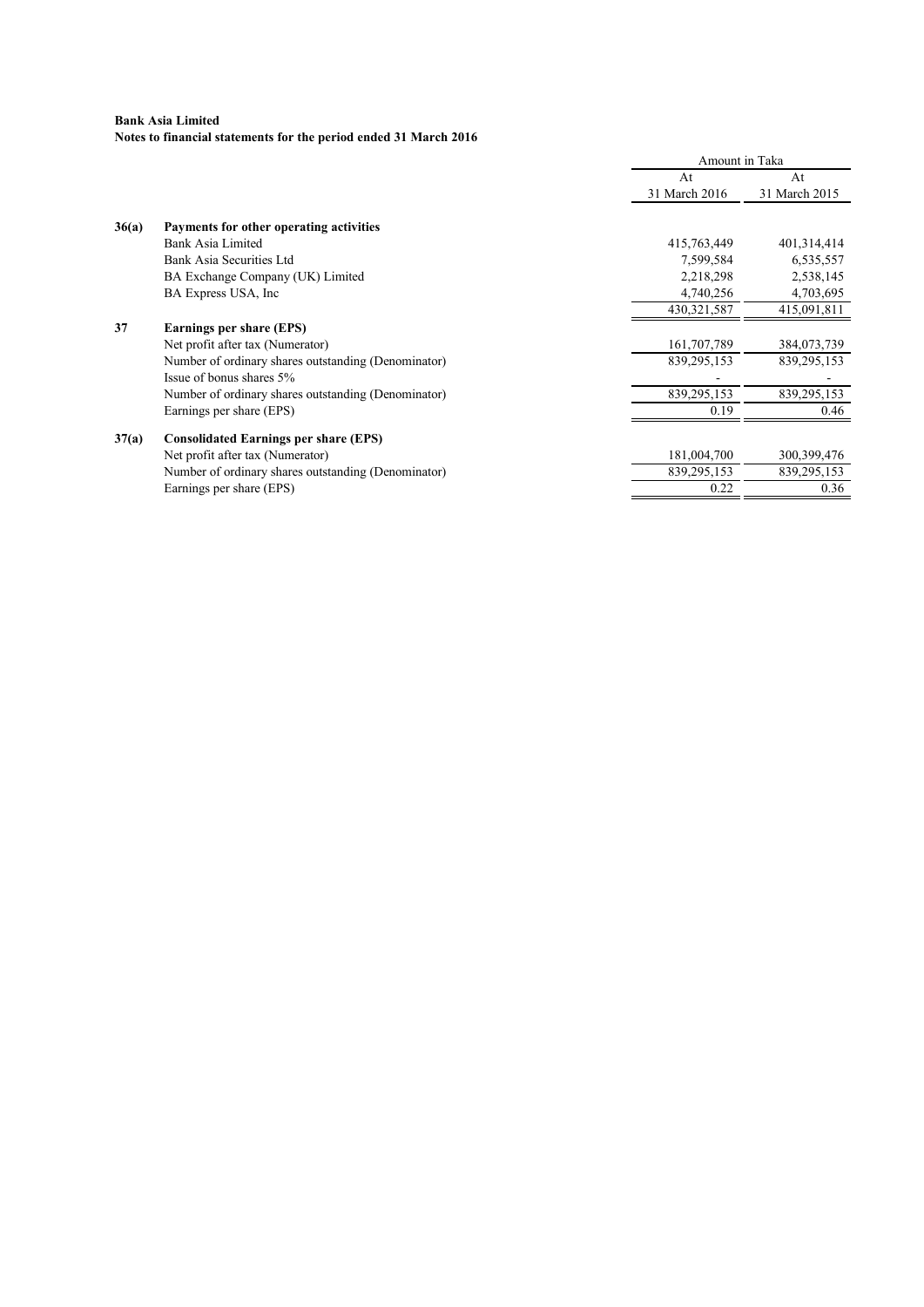**Bank Asia Limited**
**Notes to financial statements for the period ended 31 March 2016**

| | | Amount in Taka | |
|---|---|---|---|
| | | At 31 March 2016 | At 31 March 2015 |
| **36(a)** | **Payments for other operating activities** | | |
| | Bank Asia Limited | 415,763,449 | 401,314,414 |
| | Bank Asia Securities Ltd | 7,599,584 | 6,535,557 |
| | BA Exchange Company (UK) Limited | 2,218,298 | 2,538,145 |
| | BA Express USA, Inc | 4,740,256 | 4,703,695 |
| | | 430,321,587 | 415,091,811 |
| **37** | **Earnings per share (EPS)** | | |
| | Net profit after tax (Numerator) | 161,707,789 | 384,073,739 |
| | Number of ordinary shares outstanding (Denominator) | 839,295,153 | 839,295,153 |
| | Issue of bonus shares 5% | - | - |
| | Number of ordinary shares outstanding (Denominator) | 839,295,153 | 839,295,153 |
| | Earnings per share (EPS) | 0.19 | 0.46 |
| **37(a)** | **Consolidated Earnings per share (EPS)** | | |
| | Net profit after tax (Numerator) | 181,004,700 | 300,399,476 |
| | Number of ordinary shares outstanding (Denominator) | 839,295,153 | 839,295,153 |
| | Earnings per share (EPS) | 0.22 | 0.36 |